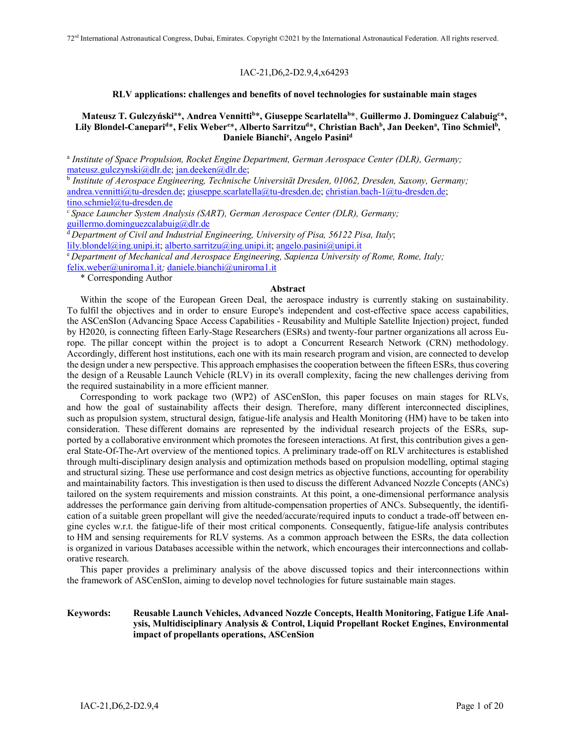IAC-21,D6,2-D2.9,4,x64293

# RLV applications: challenges and benefits of novel technologies for sustainable main stages

**Mateusz T. Gulczyński[a]\*, Andrea Vennitti[b]\*, Giuseppe Scarlatella[b]\*, Guillermo J. Dominguez Calabuig[c]\*, Lily Blondel-Canepari[d]\*, Felix Weber[e]\*, Alberto Sarritzu[d]\*, Christian Bach[b], Jan Deeken[a], Tino Schmiel[b], Daniele Bianchi[e], Angelo Pasini[d]**

[a] *Institute of Space Propulsion, Rocket Engine Department, German Aerospace Center (DLR), Germany;* mateusz.gulczynski@dlr.de; jan.deeken@dlr.de;

[b] *Institute of Aerospace Engineering, Technische Universität Dresden, 01062, Dresden, Saxony, Germany;* andrea.vennitti@tu-dresden.de; giuseppe.scarlatella@tu-dresden.de; christian.bach-1@tu-dresden.de; tino.schmiel@tu-dresden.de

[c] *Space Launcher System Analysis (SART), German Aerospace Center (DLR), Germany;* guillermo.dominguezcalabuig@dlr.de

[d] *Department of Civil and Industrial Engineering, University of Pisa, 56122 Pisa, Italy*; lily.blondel@ing.unipi.it; alberto.sarritzu@ing.unipi.it; angelo.pasini@unipi.it

[e] *Department of Mechanical and Aerospace Engineering, Sapienza University of Rome, Rome, Italy;* felix.weber@uniroma1.it; daniele.bianchi@uniroma1.it

\* Corresponding Author

## Abstract

Within the scope of the European Green Deal, the aerospace industry is currently staking on sustainability. To fulfil the objectives and in order to ensure Europe's independent and cost-effective space access capabilities, the ASCenSIon (Advancing Space Access Capabilities - Reusability and Multiple Satellite Injection) project, funded by H2020, is connecting fifteen Early-Stage Researchers (ESRs) and twenty-four partner organizations all across Europe. The pillar concept within the project is to adopt a Concurrent Research Network (CRN) methodology. Accordingly, different host institutions, each one with its main research program and vision, are connected to develop the design under a new perspective. This approach emphasises the cooperation between the fifteen ESRs, thus covering the design of a Reusable Launch Vehicle (RLV) in its overall complexity, facing the new challenges deriving from the required sustainability in a more efficient manner.

Corresponding to work package two (WP2) of ASCenSIon, this paper focuses on main stages for RLVs, and how the goal of sustainability affects their design. Therefore, many different interconnected disciplines, such as propulsion system, structural design, fatigue-life analysis and Health Monitoring (HM) have to be taken into consideration. These different domains are represented by the individual research projects of the ESRs, supported by a collaborative environment which promotes the foreseen interactions. At first, this contribution gives a general State-Of-The-Art overview of the mentioned topics. A preliminary trade-off on RLV architectures is established through multi-disciplinary design analysis and optimization methods based on propulsion modelling, optimal staging and structural sizing. These use performance and cost design metrics as objective functions, accounting for operability and maintainability factors. This investigation is then used to discuss the different Advanced Nozzle Concepts (ANCs) tailored on the system requirements and mission constraints. At this point, a one-dimensional performance analysis addresses the performance gain deriving from altitude-compensation properties of ANCs. Subsequently, the identification of a suitable green propellant will give the needed/accurate/required inputs to conduct a trade-off between engine cycles w.r.t. the fatigue-life of their most critical components. Consequently, fatigue-life analysis contributes to HM and sensing requirements for RLV systems. As a common approach between the ESRs, the data collection is organized in various Databases accessible within the network, which encourages their interconnections and collaborative research.

This paper provides a preliminary analysis of the above discussed topics and their interconnections within the framework of ASCenSIon, aiming to develop novel technologies for future sustainable main stages.

**Keywords:** **Reusable Launch Vehicles, Advanced Nozzle Concepts, Health Monitoring, Fatigue Life Analysis, Multidisciplinary Analysis & Control, Liquid Propellant Rocket Engines, Environmental impact of propellants operations, ASCenSion**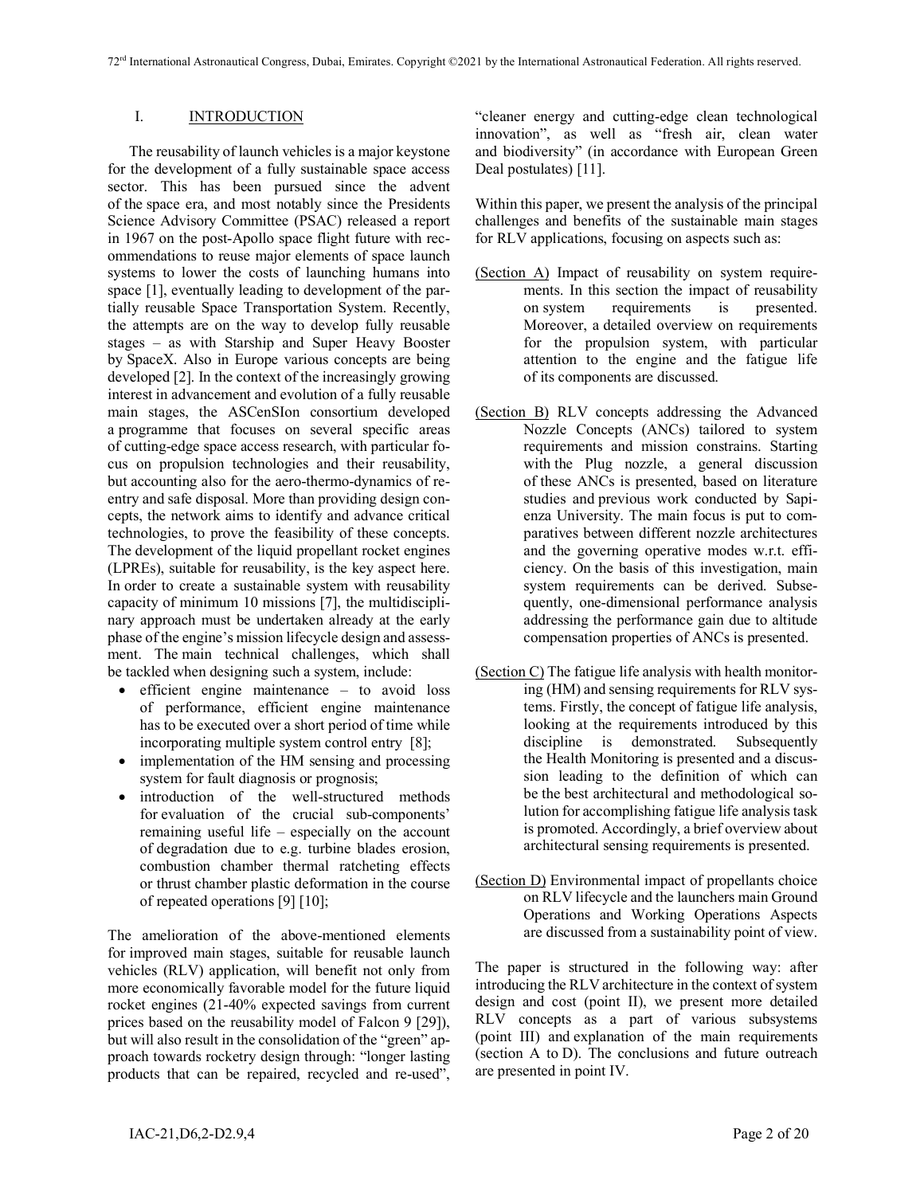## I. INTRODUCTION

The reusability of launch vehicles is a major keystone for the development of a fully sustainable space access sector. This has been pursued since the advent of the space era, and most notably since the Presidents Science Advisory Committee (PSAC) released a report in 1967 on the post-Apollo space flight future with recommendations to reuse major elements of space launch systems to lower the costs of launching humans into space [1], eventually leading to development of the partially reusable Space Transportation System. Recently, the attempts are on the way to develop fully reusable stages – as with Starship and Super Heavy Booster by SpaceX. Also in Europe various concepts are being developed [2]. In the context of the increasingly growing interest in advancement and evolution of a fully reusable main stages, the ASCenSIon consortium developed a programme that focuses on several specific areas of cutting-edge space access research, with particular focus on propulsion technologies and their reusability, but accounting also for the aero-thermo-dynamics of reentry and safe disposal. More than providing design concepts, the network aims to identify and advance critical technologies, to prove the feasibility of these concepts. The development of the liquid propellant rocket engines (LPREs), suitable for reusability, is the key aspect here. In order to create a sustainable system with reusability capacity of minimum 10 missions [7], the multidisciplinary approach must be undertaken already at the early phase of the engine's mission lifecycle design and assessment. The main technical challenges, which shall be tackled when designing such a system, include:

- efficient engine maintenance – to avoid loss of performance, efficient engine maintenance has to be executed over a short period of time while incorporating multiple system control entry [8];
- implementation of the HM sensing and processing system for fault diagnosis or prognosis;
- introduction of the well-structured methods for evaluation of the crucial sub-components' remaining useful life – especially on the account of degradation due to e.g. turbine blades erosion, combustion chamber thermal ratcheting effects or thrust chamber plastic deformation in the course of repeated operations [9] [10];

The amelioration of the above-mentioned elements for improved main stages, suitable for reusable launch vehicles (RLV) application, will benefit not only from more economically favorable model for the future liquid rocket engines (21-40% expected savings from current prices based on the reusability model of Falcon 9 [29]), but will also result in the consolidation of the "green" approach towards rocketry design through: "longer lasting products that can be repaired, recycled and re-used", "cleaner energy and cutting-edge clean technological innovation", as well as "fresh air, clean water and biodiversity" (in accordance with European Green Deal postulates) [11].

Within this paper, we present the analysis of the principal challenges and benefits of the sustainable main stages for RLV applications, focusing on aspects such as:

- (Section A) Impact of reusability on system requirements. In this section the impact of reusability on system requirements is presented. Moreover, a detailed overview on requirements for the propulsion system, with particular attention to the engine and the fatigue life of its components are discussed.
- (Section B) RLV concepts addressing the Advanced Nozzle Concepts (ANCs) tailored to system requirements and mission constrains. Starting with the Plug nozzle, a general discussion of these ANCs is presented, based on literature studies and previous work conducted by Sapienza University. The main focus is put to comparatives between different nozzle architectures and the governing operative modes w.r.t. efficiency. On the basis of this investigation, main system requirements can be derived. Subsequently, one-dimensional performance analysis addressing the performance gain due to altitude compensation properties of ANCs is presented.
- (Section C) The fatigue life analysis with health monitoring (HM) and sensing requirements for RLV systems. Firstly, the concept of fatigue life analysis, looking at the requirements introduced by this discipline is demonstrated. Subsequently the Health Monitoring is presented and a discussion leading to the definition of which can be the best architectural and methodological solution for accomplishing fatigue life analysis task is promoted. Accordingly, a brief overview about architectural sensing requirements is presented.
- (Section D) Environmental impact of propellants choice on RLV lifecycle and the launchers main Ground Operations and Working Operations Aspects are discussed from a sustainability point of view.

The paper is structured in the following way: after introducing the RLV architecture in the context of system design and cost (point II), we present more detailed RLV concepts as a part of various subsystems (point III) and explanation of the main requirements (section A to D). The conclusions and future outreach are presented in point IV.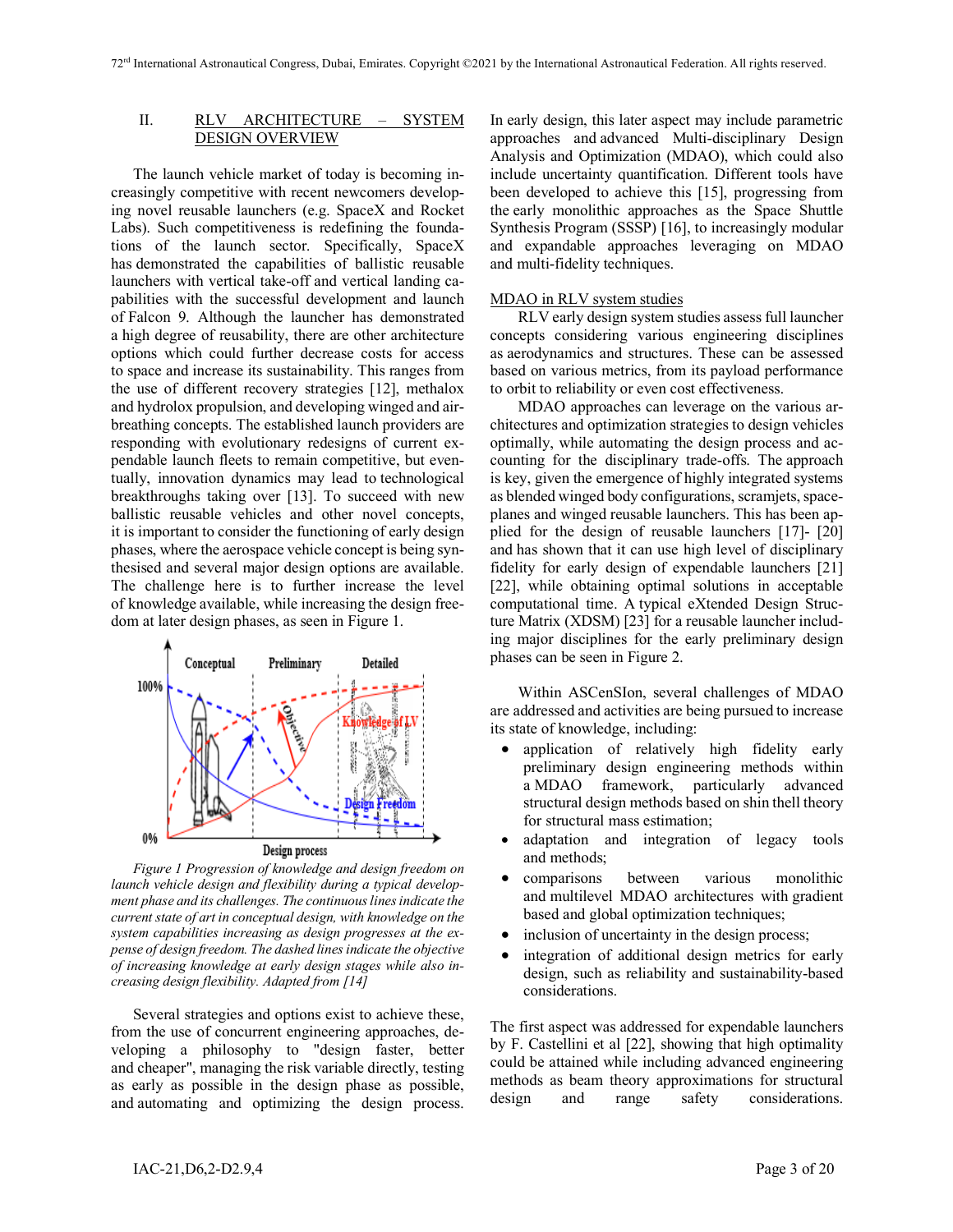## II. RLV ARCHITECTURE – SYSTEM DESIGN OVERVIEW

The launch vehicle market of today is becoming increasingly competitive with recent newcomers developing novel reusable launchers (e.g. SpaceX and Rocket Labs). Such competitiveness is redefining the foundations of the launch sector. Specifically, SpaceX has demonstrated the capabilities of ballistic reusable launchers with vertical take-off and vertical landing capabilities with the successful development and launch of Falcon 9. Although the launcher has demonstrated a high degree of reusability, there are other architecture options which could further decrease costs for access to space and increase its sustainability. This ranges from the use of different recovery strategies [12], methalox and hydrolox propulsion, and developing winged and air-breathing concepts. The established launch providers are responding with evolutionary redesigns of current expendable launch fleets to remain competitive, but eventually, innovation dynamics may lead to technological breakthroughs taking over [13]. To succeed with new ballistic reusable vehicles and other novel concepts, it is important to consider the functioning of early design phases, where the aerospace vehicle concept is being synthesised and several major design options are available. The challenge here is to further increase the level of knowledge available, while increasing the design freedom at later design phases, as seen in Figure 1.

*Figure 1 Progression of knowledge and design freedom on launch vehicle design and flexibility during a typical development phase and its challenges. The continuous lines indicate the current state of art in conceptual design, with knowledge on the system capabilities increasing as design progresses at the expense of design freedom. The dashed lines indicate the objective of increasing knowledge at early design stages while also increasing design flexibility. Adapted from [14]*

Several strategies and options exist to achieve these, from the use of concurrent engineering approaches, developing a philosophy to "design faster, better and cheaper", managing the risk variable directly, testing as early as possible in the design phase as possible, and automating and optimizing the design process. In early design, this later aspect may include parametric approaches and advanced Multi-disciplinary Design Analysis and Optimization (MDAO), which could also include uncertainty quantification. Different tools have been developed to achieve this [15], progressing from the early monolithic approaches as the Space Shuttle Synthesis Program (SSSP) [16], to increasingly modular and expandable approaches leveraging on MDAO and multi-fidelity techniques.

### MDAO in RLV system studies

RLV early design system studies assess full launcher concepts considering various engineering disciplines as aerodynamics and structures. These can be assessed based on various metrics, from its payload performance to orbit to reliability or even cost effectiveness.

MDAO approaches can leverage on the various architectures and optimization strategies to design vehicles optimally, while automating the design process and accounting for the disciplinary trade-offs. The approach is key, given the emergence of highly integrated systems as blended winged body configurations, scramjets, spaceplanes and winged reusable launchers. This has been applied for the design of reusable launchers [17]- [20] and has shown that it can use high level of disciplinary fidelity for early design of expendable launchers [21] [22], while obtaining optimal solutions in acceptable computational time. A typical eXtended Design Structure Matrix (XDSM) [23] for a reusable launcher including major disciplines for the early preliminary design phases can be seen in Figure 2.

Within ASCenSIon, several challenges of MDAO are addressed and activities are being pursued to increase its state of knowledge, including:

- application of relatively high fidelity early preliminary design engineering methods within a MDAO framework, particularly advanced structural design methods based on shin thell theory for structural mass estimation;
- adaptation and integration of legacy tools and methods;
- comparisons between various monolithic and multilevel MDAO architectures with gradient based and global optimization techniques;
- inclusion of uncertainty in the design process;
- integration of additional design metrics for early design, such as reliability and sustainability-based considerations.

The first aspect was addressed for expendable launchers by F. Castellini et al [22], showing that high optimality could be attained while including advanced engineering methods as beam theory approximations for structural design and range safety considerations.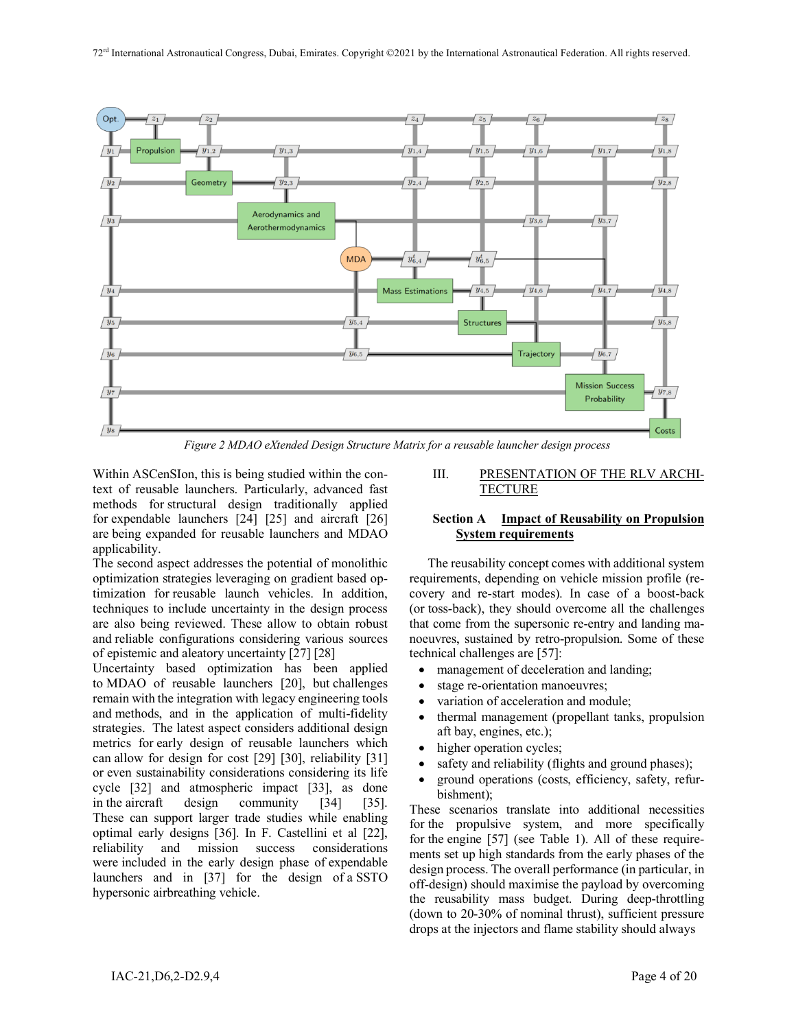Figure 2 MDAO eXtended Design Structure Matrix for a reusable launcher design process

Within ASCenSIon, this is being studied within the context of reusable launchers. Particularly, advanced fast methods for structural design traditionally applied for expendable launchers [24] [25] and aircraft [26] are being expanded for reusable launchers and MDAO applicability.

The second aspect addresses the potential of monolithic optimization strategies leveraging on gradient based optimization for reusable launch vehicles. In addition, techniques to include uncertainty in the design process are also being reviewed. These allow to obtain robust and reliable configurations considering various sources of epistemic and aleatory uncertainty [27] [28]

Uncertainty based optimization has been applied to MDAO of reusable launchers [20], but challenges remain with the integration with legacy engineering tools and methods, and in the application of multi-fidelity strategies. The latest aspect considers additional design metrics for early design of reusable launchers which can allow for design for cost [29] [30], reliability [31] or even sustainability considerations considering its life cycle [32] and atmospheric impact [33], as done in the aircraft design community [34] [35]. These can support larger trade studies while enabling optimal early designs [36]. In F. Castellini et al [22], reliability and mission success considerations were included in the early design phase of expendable launchers and in [37] for the design of a SSTO hypersonic airbreathing vehicle.

## III. PRESENTATION OF THE RLV ARCHITECTURE

### Section A Impact of Reusability on Propulsion System requirements

The reusability concept comes with additional system requirements, depending on vehicle mission profile (recovery and re-start modes). In case of a boost-back (or toss-back), they should overcome all the challenges that come from the supersonic re-entry and landing manoeuvres, sustained by retro-propulsion. Some of these technical challenges are [57]:

- management of deceleration and landing;
- stage re-orientation manoeuvres;
- variation of acceleration and module;
- thermal management (propellant tanks, propulsion aft bay, engines, etc.);
- higher operation cycles;
- safety and reliability (flights and ground phases);
- ground operations (costs, efficiency, safety, refurbishment);

These scenarios translate into additional necessities for the propulsive system, and more specifically for the engine [57] (see Table 1). All of these requirements set up high standards from the early phases of the design process. The overall performance (in particular, in off-design) should maximise the payload by overcoming the reusability mass budget. During deep-throttling (down to 20-30% of nominal thrust), sufficient pressure drops at the injectors and flame stability should always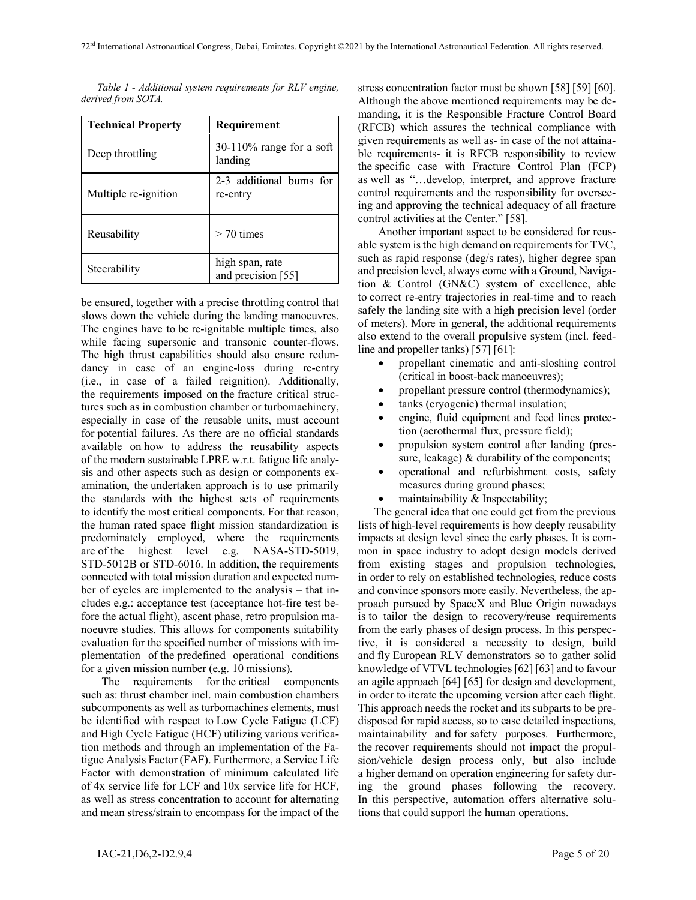*Table 1 - Additional system requirements for RLV engine, derived from SOTA.*

| Technical Property | Requirement |
| --- | --- |
| Deep throttling | 30-110% range for a soft landing |
| Multiple re-ignition | 2-3 additional burns for re-entry |
| Reusability | > 70 times |
| Steerability | high span, rate and precision [55] |

be ensured, together with a precise throttling control that slows down the vehicle during the landing manoeuvres. The engines have to be re-ignitable multiple times, also while facing supersonic and transonic counter-flows. The high thrust capabilities should also ensure redundancy in case of an engine-loss during re-entry (i.e., in case of a failed reignition). Additionally, the requirements imposed on the fracture critical structures such as in combustion chamber or turbomachinery, especially in case of the reusable units, must account for potential failures. As there are no official standards available on how to address the reusability aspects of the modern sustainable LPRE w.r.t. fatigue life analysis and other aspects such as design or components examination, the undertaken approach is to use primarily the standards with the highest sets of requirements to identify the most critical components. For that reason, the human rated space flight mission standardization is predominately employed, where the requirements are of the highest level e.g. NASA-STD-5019, STD-5012B or STD-6016. In addition, the requirements connected with total mission duration and expected number of cycles are implemented to the analysis – that includes e.g.: acceptance test (acceptance hot-fire test before the actual flight), ascent phase, retro propulsion manoeuvre studies. This allows for components suitability evaluation for the specified number of missions with implementation of the predefined operational conditions for a given mission number (e.g. 10 missions).

The requirements for the critical components such as: thrust chamber incl. main combustion chambers subcomponents as well as turbomachines elements, must be identified with respect to Low Cycle Fatigue (LCF) and High Cycle Fatigue (HCF) utilizing various verification methods and through an implementation of the Fatigue Analysis Factor (FAF). Furthermore, a Service Life Factor with demonstration of minimum calculated life of 4x service life for LCF and 10x service life for HCF, as well as stress concentration to account for alternating and mean stress/strain to encompass for the impact of the stress concentration factor must be shown [58] [59] [60]. Although the above mentioned requirements may be demanding, it is the Responsible Fracture Control Board (RFCB) which assures the technical compliance with given requirements as well as- in case of the not attainable requirements- it is RFCB responsibility to review the specific case with Fracture Control Plan (FCP) as well as "…develop, interpret, and approve fracture control requirements and the responsibility for overseeing and approving the technical adequacy of all fracture control activities at the Center." [58].

Another important aspect to be considered for reusable system is the high demand on requirements for TVC, such as rapid response (deg/s rates), higher degree span and precision level, always come with a Ground, Navigation & Control (GN&C) system of excellence, able to correct re-entry trajectories in real-time and to reach safely the landing site with a high precision level (order of meters). More in general, the additional requirements also extend to the overall propulsive system (incl. feedline and propeller tanks) [57] [61]:

- propellant cinematic and anti-sloshing control (critical in boost-back manoeuvres);
- propellant pressure control (thermodynamics);
- tanks (cryogenic) thermal insulation;
- engine, fluid equipment and feed lines protection (aerothermal flux, pressure field);
- propulsion system control after landing (pressure, leakage) & durability of the components;
- operational and refurbishment costs, safety measures during ground phases;
- maintainability & Inspectability;

The general idea that one could get from the previous lists of high-level requirements is how deeply reusability impacts at design level since the early phases. It is common in space industry to adopt design models derived from existing stages and propulsion technologies, in order to rely on established technologies, reduce costs and convince sponsors more easily. Nevertheless, the approach pursued by SpaceX and Blue Origin nowadays is to tailor the design to recovery/reuse requirements from the early phases of design process. In this perspective, it is considered a necessity to design, build and fly European RLV demonstrators so to gather solid knowledge of VTVL technologies [62] [63] and to favour an agile approach [64] [65] for design and development, in order to iterate the upcoming version after each flight. This approach needs the rocket and its subparts to be predisposed for rapid access, so to ease detailed inspections, maintainability and for safety purposes. Furthermore, the recover requirements should not impact the propulsion/vehicle design process only, but also include a higher demand on operation engineering for safety during the ground phases following the recovery. In this perspective, automation offers alternative solutions that could support the human operations.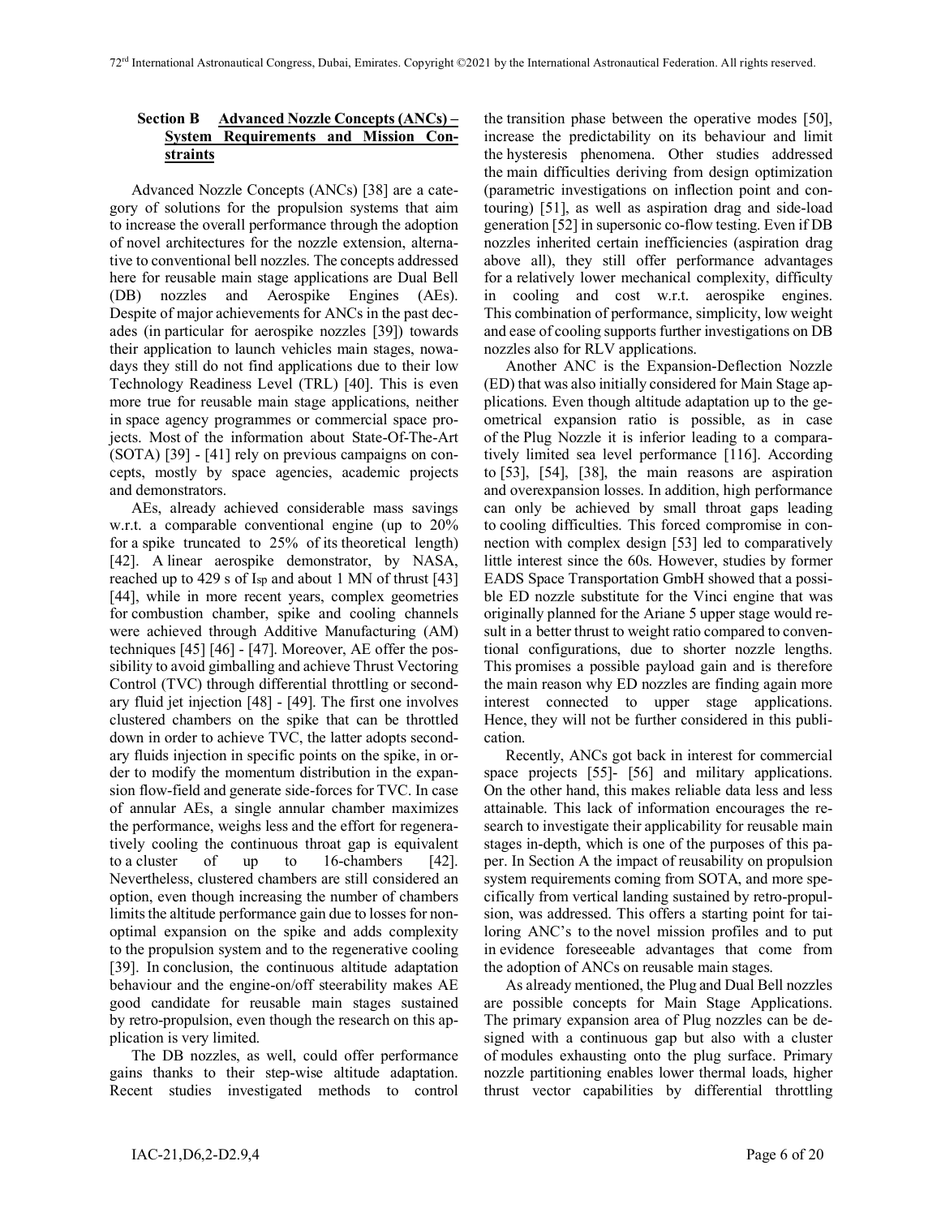## Section B Advanced Nozzle Concepts (ANCs) – System Requirements and Mission Constraints

Advanced Nozzle Concepts (ANCs) [38] are a category of solutions for the propulsion systems that aim to increase the overall performance through the adoption of novel architectures for the nozzle extension, alternative to conventional bell nozzles. The concepts addressed here for reusable main stage applications are Dual Bell (DB) nozzles and Aerospike Engines (AEs). Despite of major achievements for ANCs in the past decades (in particular for aerospike nozzles [39]) towards their application to launch vehicles main stages, nowadays they still do not find applications due to their low Technology Readiness Level (TRL) [40]. This is even more true for reusable main stage applications, neither in space agency programmes or commercial space projects. Most of the information about State-Of-The-Art (SOTA) [39] - [41] rely on previous campaigns on concepts, mostly by space agencies, academic projects and demonstrators.

AEs, already achieved considerable mass savings w.r.t. a comparable conventional engine (up to 20% for a spike truncated to 25% of its theoretical length) [42]. A linear aerospike demonstrator, by NASA, reached up to 429 s of $I_{sp}$ and about 1 MN of thrust [43] [44], while in more recent years, complex geometries for combustion chamber, spike and cooling channels were achieved through Additive Manufacturing (AM) techniques [45] [46] - [47]. Moreover, AE offer the possibility to avoid gimballing and achieve Thrust Vectoring Control (TVC) through differential throttling or secondary fluid jet injection [48] - [49]. The first one involves clustered chambers on the spike that can be throttled down in order to achieve TVC, the latter adopts secondary fluids injection in specific points on the spike, in order to modify the momentum distribution in the expansion flow-field and generate side-forces for TVC. In case of annular AEs, a single annular chamber maximizes the performance, weighs less and the effort for regeneratively cooling the continuous throat gap is equivalent to a cluster of up to 16-chambers [42]. Nevertheless, clustered chambers are still considered an option, even though increasing the number of chambers limits the altitude performance gain due to losses for non-optimal expansion on the spike and adds complexity to the propulsion system and to the regenerative cooling [39]. In conclusion, the continuous altitude adaptation behaviour and the engine-on/off steerability makes AE good candidate for reusable main stages sustained by retro-propulsion, even though the research on this application is very limited.

The DB nozzles, as well, could offer performance gains thanks to their step-wise altitude adaptation. Recent studies investigated methods to control the transition phase between the operative modes [50], increase the predictability on its behaviour and limit the hysteresis phenomena. Other studies addressed the main difficulties deriving from design optimization (parametric investigations on inflection point and contouring) [51], as well as aspiration drag and side-load generation [52] in supersonic co-flow testing. Even if DB nozzles inherited certain inefficiencies (aspiration drag above all), they still offer performance advantages for a relatively lower mechanical complexity, difficulty in cooling and cost w.r.t. aerospike engines. This combination of performance, simplicity, low weight and ease of cooling supports further investigations on DB nozzles also for RLV applications.

Another ANC is the Expansion-Deflection Nozzle (ED) that was also initially considered for Main Stage applications. Even though altitude adaptation up to the geometrical expansion ratio is possible, as in case of the Plug Nozzle it is inferior leading to a comparatively limited sea level performance [116]. According to [53], [54], [38], the main reasons are aspiration and overexpansion losses. In addition, high performance can only be achieved by small throat gaps leading to cooling difficulties. This forced compromise in connection with complex design [53] led to comparatively little interest since the 60s. However, studies by former EADS Space Transportation GmbH showed that a possible ED nozzle substitute for the Vinci engine that was originally planned for the Ariane 5 upper stage would result in a better thrust to weight ratio compared to conventional configurations, due to shorter nozzle lengths. This promises a possible payload gain and is therefore the main reason why ED nozzles are finding again more interest connected to upper stage applications. Hence, they will not be further considered in this publication.

Recently, ANCs got back in interest for commercial space projects [55]- [56] and military applications. On the other hand, this makes reliable data less and less attainable. This lack of information encourages the research to investigate their applicability for reusable main stages in-depth, which is one of the purposes of this paper. In Section A the impact of reusability on propulsion system requirements coming from SOTA, and more specifically from vertical landing sustained by retro-propulsion, was addressed. This offers a starting point for tailoring ANC's to the novel mission profiles and to put in evidence foreseeable advantages that come from the adoption of ANCs on reusable main stages.

As already mentioned, the Plug and Dual Bell nozzles are possible concepts for Main Stage Applications. The primary expansion area of Plug nozzles can be designed with a continuous gap but also with a cluster of modules exhausting onto the plug surface. Primary nozzle partitioning enables lower thermal loads, higher thrust vector capabilities by differential throttling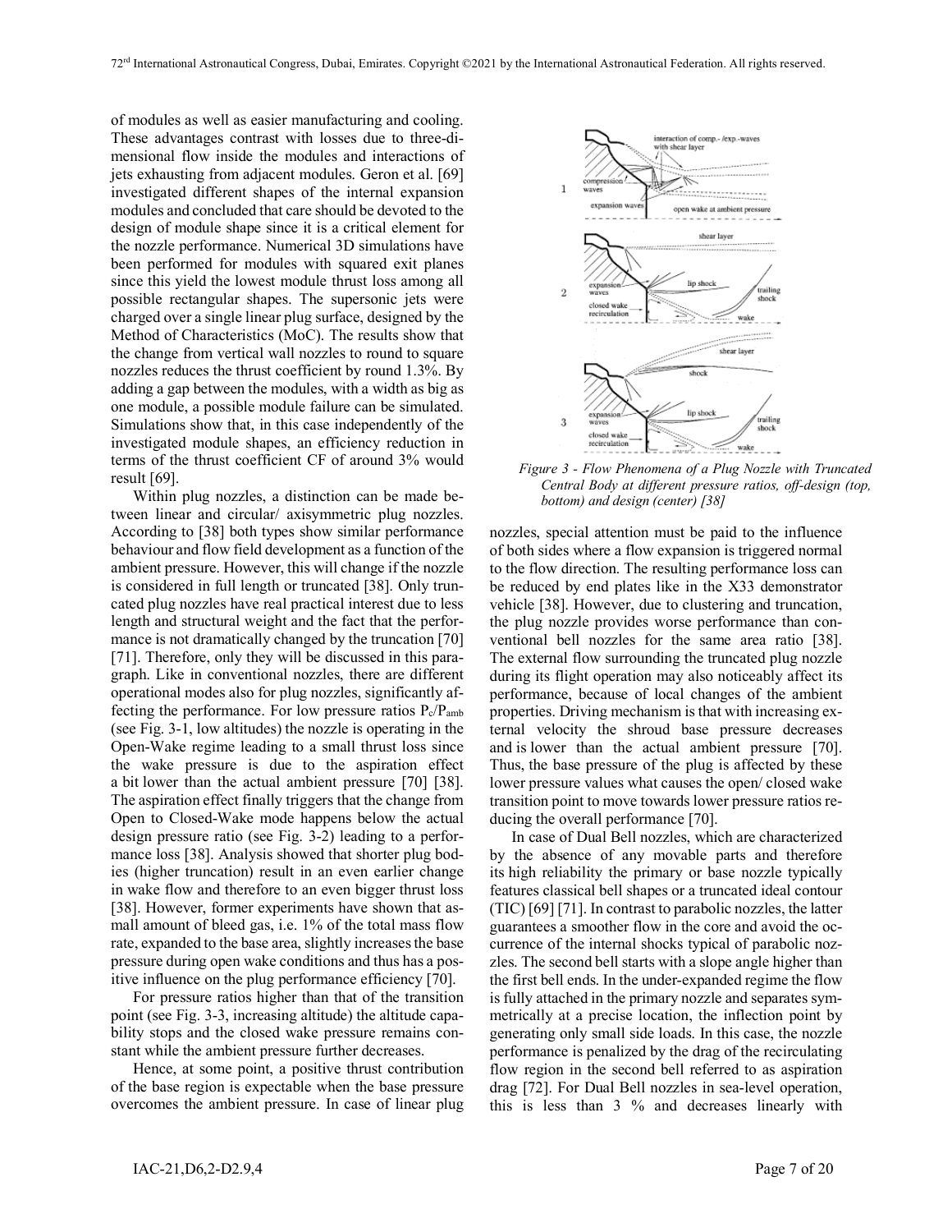of modules as well as easier manufacturing and cooling. These advantages contrast with losses due to three-dimensional flow inside the modules and interactions of jets exhausting from adjacent modules. Geron et al. [69] investigated different shapes of the internal expansion modules and concluded that care should be devoted to the design of module shape since it is a critical element for the nozzle performance. Numerical 3D simulations have been performed for modules with squared exit planes since this yield the lowest module thrust loss among all possible rectangular shapes. The supersonic jets were charged over a single linear plug surface, designed by the Method of Characteristics (MoC). The results show that the change from vertical wall nozzles to round to square nozzles reduces the thrust coefficient by round 1.3%. By adding a gap between the modules, with a width as big as one module, a possible module failure can be simulated. Simulations show that, in this case independently of the investigated module shapes, an efficiency reduction in terms of the thrust coefficient CF of around 3% would result [69].

Within plug nozzles, a distinction can be made between linear and circular/ axisymmetric plug nozzles. According to [38] both types show similar performance behaviour and flow field development as a function of the ambient pressure. However, this will change if the nozzle is considered in full length or truncated [38]. Only truncated plug nozzles have real practical interest due to less length and structural weight and the fact that the performance is not dramatically changed by the truncation [70] [71]. Therefore, only they will be discussed in this paragraph. Like in conventional nozzles, there are different operational modes also for plug nozzles, significantly affecting the performance. For low pressure ratios $P_c/P_{amb}$ (see Fig. 3-1, low altitudes) the nozzle is operating in the Open-Wake regime leading to a small thrust loss since the wake pressure is due to the aspiration effect a bit lower than the actual ambient pressure [70] [38]. The aspiration effect finally triggers that the change from Open to Closed-Wake mode happens below the actual design pressure ratio (see Fig. 3-2) leading to a performance loss [38]. Analysis showed that shorter plug bodies (higher truncation) result in an even earlier change in wake flow and therefore to an even bigger thrust loss [38]. However, former experiments have shown that a small amount of bleed gas, i.e. 1% of the total mass flow rate, expanded to the base area, slightly increases the base pressure during open wake conditions and thus has a positive influence on the plug performance efficiency [70].

For pressure ratios higher than that of the transition point (see Fig. 3-3, increasing altitude) the altitude capability stops and the closed wake pressure remains constant while the ambient pressure further decreases.

Hence, at some point, a positive thrust contribution of the base region is expectable when the base pressure overcomes the ambient pressure. In case of linear plug nozzles, special attention must be paid to the influence of both sides where a flow expansion is triggered normal to the flow direction. The resulting performance loss can be reduced by end plates like in the X33 demonstrator vehicle [38]. However, due to clustering and truncation, the plug nozzle provides worse performance than conventional bell nozzles for the same area ratio [38]. The external flow surrounding the truncated plug nozzle during its flight operation may also noticeably affect its performance, because of local changes of the ambient properties. Driving mechanism is that with increasing external velocity the shroud base pressure decreases and is lower than the actual ambient pressure [70]. Thus, the base pressure of the plug is affected by these lower pressure values what causes the open/ closed wake transition point to move towards lower pressure ratios reducing the overall performance [70].

*Figure 3 - Flow Phenomena of a Plug Nozzle with Truncated Central Body at different pressure ratios, off-design (top, bottom) and design (center) [38]*

In case of Dual Bell nozzles, which are characterized by the absence of any movable parts and therefore its high reliability the primary or base nozzle typically features classical bell shapes or a truncated ideal contour (TIC) [69] [71]. In contrast to parabolic nozzles, the latter guarantees a smoother flow in the core and avoid the occurrence of the internal shocks typical of parabolic nozzles. The second bell starts with a slope angle higher than the first bell ends. In the under-expanded regime the flow is fully attached in the primary nozzle and separates symmetrically at a precise location, the inflection point by generating only small side loads. In this case, the nozzle performance is penalized by the drag of the recirculating flow region in the second bell referred to as aspiration drag [72]. For Dual Bell nozzles in sea-level operation, this is less than 3 % and decreases linearly with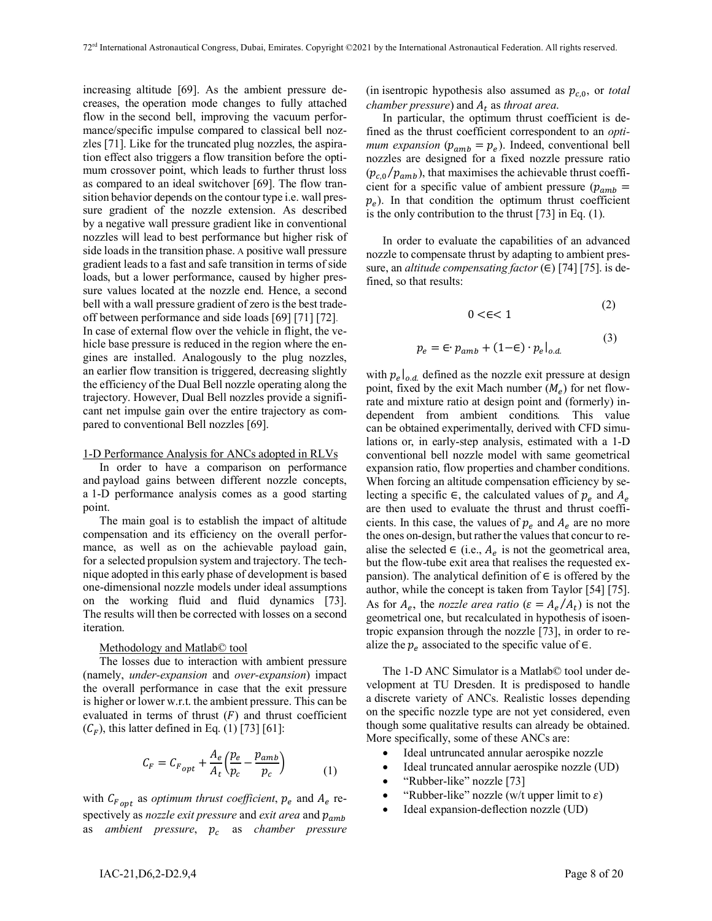increasing altitude [69]. As the ambient pressure decreases, the operation mode changes to fully attached flow in the second bell, improving the vacuum performance/specific impulse compared to classical bell nozzles [71]. Like for the truncated plug nozzles, the aspiration effect also triggers a flow transition before the optimum crossover point, which leads to further thrust loss as compared to an ideal switchover [69]. The flow transition behavior depends on the contour type i.e. wall pressure gradient of the nozzle extension. As described by a negative wall pressure gradient like in conventional nozzles will lead to best performance but higher risk of side loads in the transition phase. A positive wall pressure gradient leads to a fast and safe transition in terms of side loads, but a lower performance, caused by higher pressure values located at the nozzle end. Hence, a second bell with a wall pressure gradient of zero is the best tradeoff between performance and side loads [69] [71] [72].

In case of external flow over the vehicle in flight, the vehicle base pressure is reduced in the region where the engines are installed. Analogously to the plug nozzles, an earlier flow transition is triggered, decreasing slightly the efficiency of the Dual Bell nozzle operating along the trajectory. However, Dual Bell nozzles provide a significant net impulse gain over the entire trajectory as compared to conventional Bell nozzles [69].

## 1-D Performance Analysis for ANCs adopted in RLVs

In order to have a comparison on performance and payload gains between different nozzle concepts, a 1-D performance analysis comes as a good starting point.

The main goal is to establish the impact of altitude compensation and its efficiency on the overall performance, as well as on the achievable payload gain, for a selected propulsion system and trajectory. The technique adopted in this early phase of development is based one-dimensional nozzle models under ideal assumptions on the working fluid and fluid dynamics [73]. The results will then be corrected with losses on a second iteration.

### Methodology and Matlab© tool

The losses due to interaction with ambient pressure (namely, *under-expansion* and *over-expansion*) impact the overall performance in case that the exit pressure is higher or lower w.r.t. the ambient pressure. This can be evaluated in terms of thrust ($F$) and thrust coefficient ($C_F$), this latter defined in Eq. (1) [73] [61]:

$$C_F = C_{F_{opt}} + \frac{A_e}{A_t}\left(\frac{p_e}{p_c} - \frac{p_{amb}}{p_c}\right) \tag{1}$$

with $C_{F_{opt}}$ as *optimum thrust coefficient*, $p_e$ and $A_e$ respectively as *nozzle exit pressure* and *exit area* and $p_{amb}$ as *ambient pressure*, $p_c$ as *chamber pressure* (in isentropic hypothesis also assumed as $p_{c,0}$, or *total chamber pressure*) and $A_t$ as *throat area*.

In particular, the optimum thrust coefficient is defined as the thrust coefficient correspondent to an *optimum expansion* ($p_{amb} = p_e$). Indeed, conventional bell nozzles are designed for a fixed nozzle pressure ratio ($p_{c,0}/p_{amb}$), that maximises the achievable thrust coefficient for a specific value of ambient pressure ($p_{amb} = p_e$). In that condition the optimum thrust coefficient is the only contribution to the thrust [73] in Eq. (1).

In order to evaluate the capabilities of an advanced nozzle to compensate thrust by adapting to ambient pressure, an *altitude compensating factor* ($\in$) [74] [75]. is defined, so that results:

$$0 < \in < 1 \tag{2}$$

$$p_e = \in \cdot\, p_{amb} + (1 - \in) \cdot p_e|_{o.d.} \tag{3}$$

with $p_e|_{o.d.}$ defined as the nozzle exit pressure at design point, fixed by the exit Mach number ($M_e$) for net flowrate and mixture ratio at design point and (formerly) independent from ambient conditions. This value can be obtained experimentally, derived with CFD simulations or, in early-step analysis, estimated with a 1-D conventional bell nozzle model with same geometrical expansion ratio, flow properties and chamber conditions. When forcing an altitude compensation efficiency by selecting a specific $\in$, the calculated values of $p_e$ and $A_e$ are then used to evaluate the thrust and thrust coefficients. In this case, the values of $p_e$ and $A_e$ are no more the ones on-design, but rather the values that concur to realise the selected $\in$ (i.e., $A_e$ is not the geometrical area, but the flow-tube exit area that realises the requested expansion). The analytical definition of $\in$ is offered by the author, while the concept is taken from Taylor [54] [75]. As for $A_e$, the *nozzle area ratio* ($\varepsilon = A_e/A_t$) is not the geometrical one, but recalculated in hypothesis of isoentropic expansion through the nozzle [73], in order to realize the $p_e$ associated to the specific value of $\in$.

The 1-D ANC Simulator is a Matlab© tool under development at TU Dresden. It is predisposed to handle a discrete variety of ANCs. Realistic losses depending on the specific nozzle type are not yet considered, even though some qualitative results can already be obtained. More specifically, some of these ANCs are:

- Ideal untruncated annular aerospike nozzle
- Ideal truncated annular aerospike nozzle (UD)
- “Rubber-like” nozzle [73]
- “Rubber-like” nozzle (w/t upper limit to $\varepsilon$)
- Ideal expansion-deflection nozzle (UD)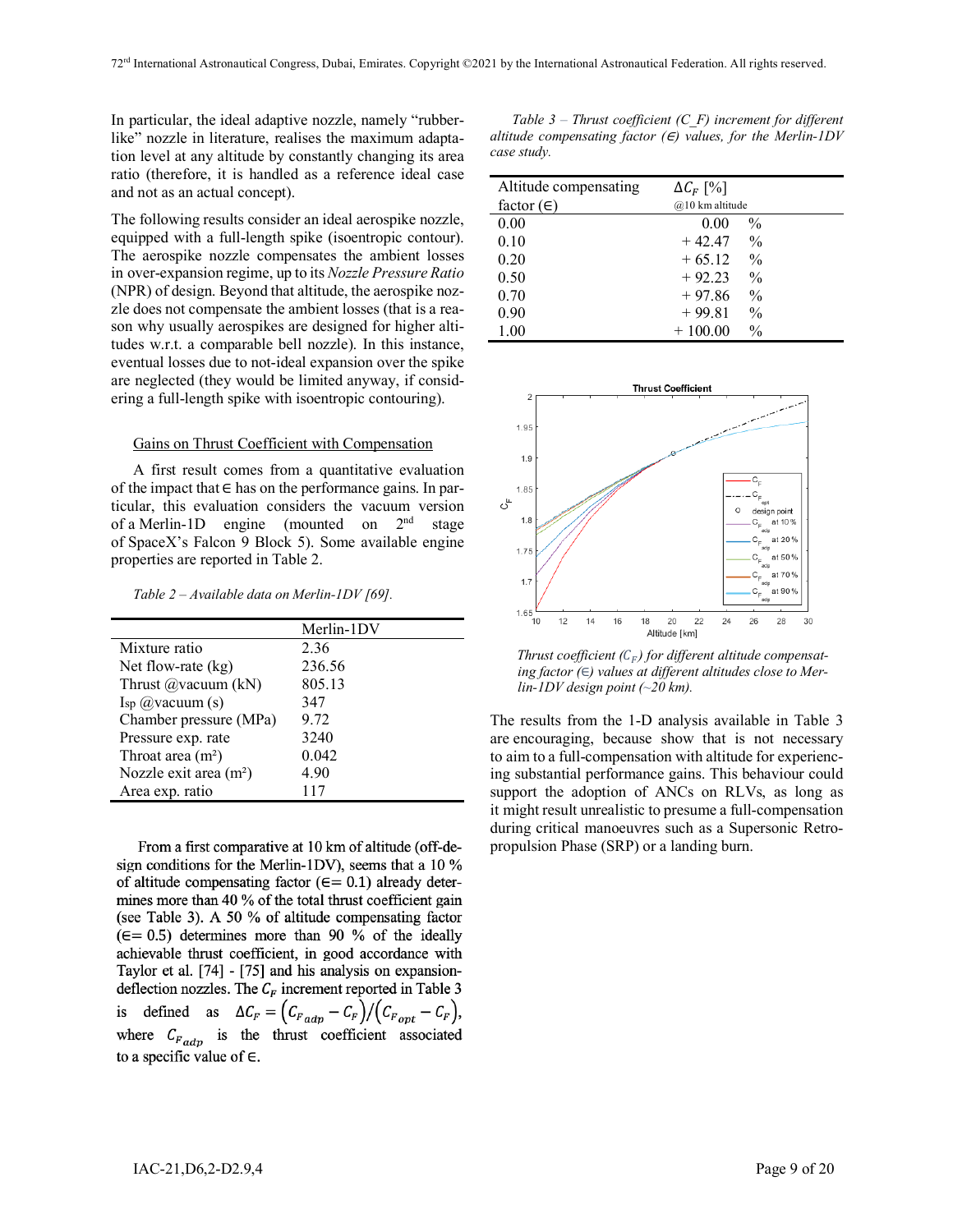In particular, the ideal adaptive nozzle, namely "rubber-like" nozzle in literature, realises the maximum adaptation level at any altitude by constantly changing its area ratio (therefore, it is handled as a reference ideal case and not as an actual concept).

The following results consider an ideal aerospike nozzle, equipped with a full-length spike (isoentropic contour). The aerospike nozzle compensates the ambient losses in over-expansion regime, up to its *Nozzle Pressure Ratio* (NPR) of design. Beyond that altitude, the aerospike nozzle does not compensate the ambient losses (that is a reason why usually aerospikes are designed for higher altitudes w.r.t. a comparable bell nozzle). In this instance, eventual losses due to not-ideal expansion over the spike are neglected (they would be limited anyway, if considering a full-length spike with isentropic contouring).

### Gains on Thrust Coefficient with Compensation

A first result comes from a quantitative evaluation of the impact that ∈ has on the performance gains. In particular, this evaluation considers the vacuum version of a Merlin-1D engine (mounted on 2nd stage of SpaceX's Falcon 9 Block 5). Some available engine properties are reported in Table 2.

*Table 2 – Available data on Merlin-1DV [69].*

| | Merlin-1DV |
|---|---|
| Mixture ratio | 2.36 |
| Net flow-rate (kg) | 236.56 |
| Thrust @vacuum (kN) | 805.13 |
| Isp @vacuum (s) | 347 |
| Chamber pressure (MPa) | 9.72 |
| Pressure exp. rate | 3240 |
| Throat area (m²) | 0.042 |
| Nozzle exit area (m²) | 4.90 |
| Area exp. ratio | 117 |

From a first comparative at 10 km of altitude (off-design conditions for the Merlin-1DV), seems that a 10 % of altitude compensating factor (∈= 0.1) already determines more than 40 % of the total thrust coefficient gain (see Table 3). A 50 % of altitude compensating factor (∈= 0.5) determines more than 90 % of the ideally achievable thrust coefficient, in good accordance with Taylor et al. [74] - [75] and his analysis on expansion-deflection nozzles. The $C_F$ increment reported in Table 3 is defined as $\Delta C_F = \left(C_{F_{adp}} - C_F\right)/\left(C_{F_{opt}} - C_F\right)$, where $C_{F_{adp}}$ is the thrust coefficient associated to a specific value of ∈.

*Table 3 – Thrust coefficient (C_F) increment for different altitude compensating factor (∈) values, for the Merlin-1DV case study.*

| Altitude compensating factor (∈) | $\Delta C_F$ [%] @10 km altitude |
|---|---|
| 0.00 | 0.00 % |
| 0.10 | + 42.47 % |
| 0.20 | + 65.12 % |
| 0.50 | + 92.23 % |
| 0.70 | + 97.86 % |
| 0.90 | + 99.81 % |
| 1.00 | + 100.00 % |

*Thrust coefficient ($C_F$) for different altitude compensating factor (∈) values at different altitudes close to Merlin-1DV design point (~20 km).*

The results from the 1-D analysis available in Table 3 are encouraging, because show that is not necessary to aim to a full-compensation with altitude for experiencing substantial performance gains. This behaviour could support the adoption of ANCs on RLVs, as long as it might result unrealistic to presume a full-compensation during critical manoeuvres such as a Supersonic Retro-propulsion Phase (SRP) or a landing burn.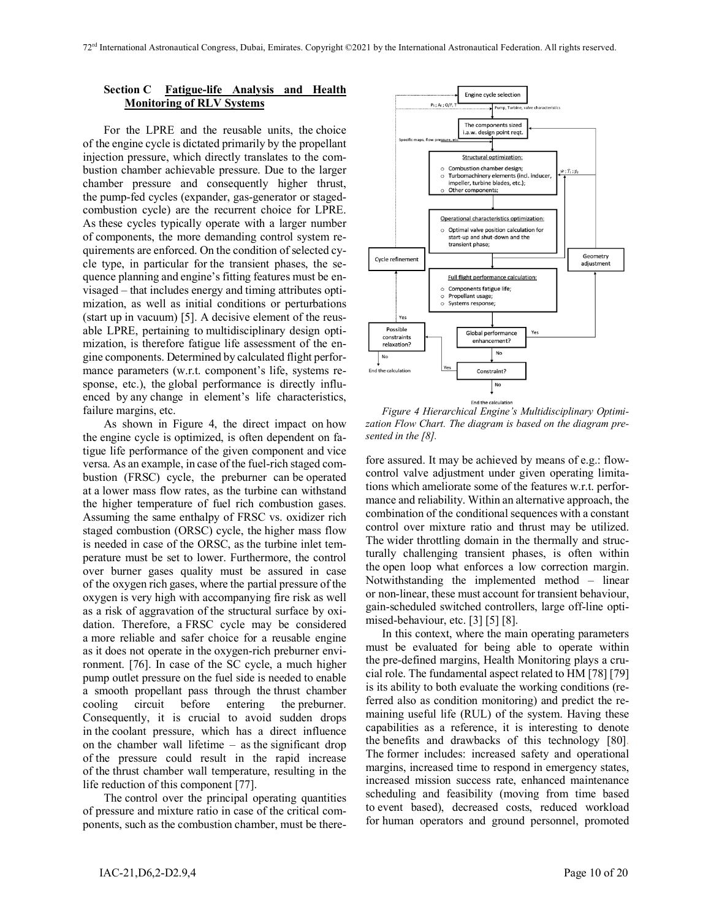## Section C Fatigue-life Analysis and Health Monitoring of RLV Systems

For the LPRE and the reusable units, the choice of the engine cycle is dictated primarily by the propellant injection pressure, which directly translates to the combustion chamber achievable pressure. Due to the larger chamber pressure and consequently higher thrust, the pump-fed cycles (expander, gas-generator or staged-combustion cycle) are the recurrent choice for LPRE. As these cycles typically operate with a larger number of components, the more demanding control system requirements are enforced. On the condition of selected cycle type, in particular for the transient phases, the sequence planning and engine's fitting features must be envisaged – that includes energy and timing attributes optimization, as well as initial conditions or perturbations (start up in vacuum) [5]. A decisive element of the reusable LPRE, pertaining to multidisciplinary design optimization, is therefore fatigue life assessment of the engine components. Determined by calculated flight performance parameters (w.r.t. component's life, systems response, etc.), the global performance is directly influenced by any change in element's life characteristics, failure margins, etc.

As shown in Figure 4, the direct impact on how the engine cycle is optimized, is often dependent on fatigue life performance of the given component and vice versa. As an example, in case of the fuel-rich staged combustion (FRSC) cycle, the preburner can be operated at a lower mass flow rates, as the turbine can withstand the higher temperature of fuel rich combustion gases. Assuming the same enthalpy of FRSC vs. oxidizer rich staged combustion (ORSC) cycle, the higher mass flow is needed in case of the ORSC, as the turbine inlet temperature must be set to lower. Furthermore, the control over burner gases quality must be assured in case of the oxygen rich gases, where the partial pressure of the oxygen is very high with accompanying fire risk as well as a risk of aggravation of the structural surface by oxidation. Therefore, a FRSC cycle may be considered a more reliable and safer choice for a reusable engine as it does not operate in the oxygen-rich preburner environment. [76]. In case of the SC cycle, a much higher pump outlet pressure on the fuel side is needed to enable a smooth propellant pass through the thrust chamber cooling circuit before entering the preburner. Consequently, it is crucial to avoid sudden drops in the coolant pressure, which has a direct influence on the chamber wall lifetime – as the significant drop of the pressure could result in the rapid increase of the thrust chamber wall temperature, resulting in the life reduction of this component [77].

The control over the principal operating quantities of pressure and mixture ratio in case of the critical components, such as the combustion chamber, must be therefore assured. It may be achieved by means of e.g.: flow-control valve adjustment under given operating limitations which ameliorate some of the features w.r.t. performance and reliability. Within an alternative approach, the combination of the conditional sequences with a constant control over mixture ratio and thrust may be utilized. The wider throttling domain in the thermally and structurally challenging transient phases, is often within the open loop what enforces a low correction margin. Notwithstanding the implemented method – linear or non-linear, these must account for transient behaviour, gain-scheduled switched controllers, large off-line optimised-behaviour, etc. [3] [5] [8].

*Figure 4 Hierarchical Engine's Multidisciplinary Optimization Flow Chart. The diagram is based on the diagram presented in the [8].*

In this context, where the main operating parameters must be evaluated for being able to operate within the pre-defined margins, Health Monitoring plays a crucial role. The fundamental aspect related to HM [78] [79] is its ability to both evaluate the working conditions (referred also as condition monitoring) and predict the remaining useful life (RUL) of the system. Having these capabilities as a reference, it is interesting to denote the benefits and drawbacks of this technology [80]. The former includes: increased safety and operational margins, increased time to respond in emergency states, increased mission success rate, enhanced maintenance scheduling and feasibility (moving from time based to event based), decreased costs, reduced workload for human operators and ground personnel, promoted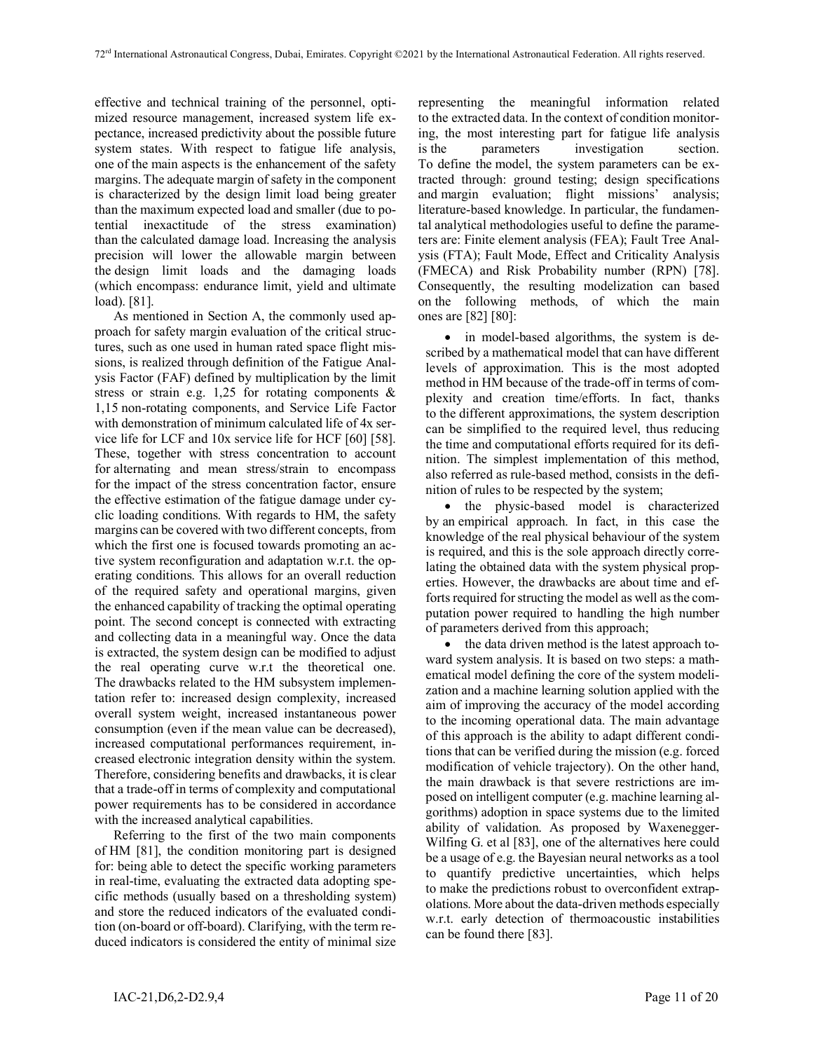effective and technical training of the personnel, optimized resource management, increased system life expectance, increased predictivity about the possible future system states. With respect to fatigue life analysis, one of the main aspects is the enhancement of the safety margins. The adequate margin of safety in the component is characterized by the design limit load being greater than the maximum expected load and smaller (due to potential inexactitude of the stress examination) than the calculated damage load. Increasing the analysis precision will lower the allowable margin between the design limit loads and the damaging loads (which encompass: endurance limit, yield and ultimate load). [81].

As mentioned in Section A, the commonly used approach for safety margin evaluation of the critical structures, such as one used in human rated space flight missions, is realized through definition of the Fatigue Analysis Factor (FAF) defined by multiplication by the limit stress or strain e.g. 1,25 for rotating components & 1,15 non-rotating components, and Service Life Factor with demonstration of minimum calculated life of 4x service life for LCF and 10x service life for HCF [60] [58]. These, together with stress concentration to account for alternating and mean stress/strain to encompass for the impact of the stress concentration factor, ensure the effective estimation of the fatigue damage under cyclic loading conditions. With regards to HM, the safety margins can be covered with two different concepts, from which the first one is focused towards promoting an active system reconfiguration and adaptation w.r.t. the operating conditions. This allows for an overall reduction of the required safety and operational margins, given the enhanced capability of tracking the optimal operating point. The second concept is connected with extracting and collecting data in a meaningful way. Once the data is extracted, the system design can be modified to adjust the real operating curve w.r.t the theoretical one. The drawbacks related to the HM subsystem implementation refer to: increased design complexity, increased overall system weight, increased instantaneous power consumption (even if the mean value can be decreased), increased computational performances requirement, increased electronic integration density within the system. Therefore, considering benefits and drawbacks, it is clear that a trade-off in terms of complexity and computational power requirements has to be considered in accordance with the increased analytical capabilities.

Referring to the first of the two main components of HM [81], the condition monitoring part is designed for: being able to detect the specific working parameters in real-time, evaluating the extracted data adopting specific methods (usually based on a thresholding system) and store the reduced indicators of the evaluated condition (on-board or off-board). Clarifying, with the term reduced indicators is considered the entity of minimal size representing the meaningful information related to the extracted data. In the context of condition monitoring, the most interesting part for fatigue life analysis is the parameters investigation section. To define the model, the system parameters can be extracted through: ground testing; design specifications and margin evaluation; flight missions' analysis; literature-based knowledge. In particular, the fundamental analytical methodologies useful to define the parameters are: Finite element analysis (FEA); Fault Tree Analysis (FTA); Fault Mode, Effect and Criticality Analysis (FMECA) and Risk Probability number (RPN) [78]. Consequently, the resulting modelization can based on the following methods, of which the main ones are [82] [80]:

- in model-based algorithms, the system is described by a mathematical model that can have different levels of approximation. This is the most adopted method in HM because of the trade-off in terms of complexity and creation time/efforts. In fact, thanks to the different approximations, the system description can be simplified to the required level, thus reducing the time and computational efforts required for its definition. The simplest implementation of this method, also referred as rule-based method, consists in the definition of rules to be respected by the system;
- the physic-based model is characterized by an empirical approach. In fact, in this case the knowledge of the real physical behaviour of the system is required, and this is the sole approach directly correlating the obtained data with the system physical properties. However, the drawbacks are about time and efforts required for structing the model as well as the computation power required to handling the high number of parameters derived from this approach;
- the data driven method is the latest approach toward system analysis. It is based on two steps: a mathematical model defining the core of the system modelization and a machine learning solution applied with the aim of improving the accuracy of the model according to the incoming operational data. The main advantage of this approach is the ability to adapt different conditions that can be verified during the mission (e.g. forced modification of vehicle trajectory). On the other hand, the main drawback is that severe restrictions are imposed on intelligent computer (e.g. machine learning algorithms) adoption in space systems due to the limited ability of validation. As proposed by Waxenegger-Wilfing G. et al [83], one of the alternatives here could be a usage of e.g. the Bayesian neural networks as a tool to quantify predictive uncertainties, which helps to make the predictions robust to overconfident extrapolations. More about the data-driven methods especially w.r.t. early detection of thermoacoustic instabilities can be found there [83].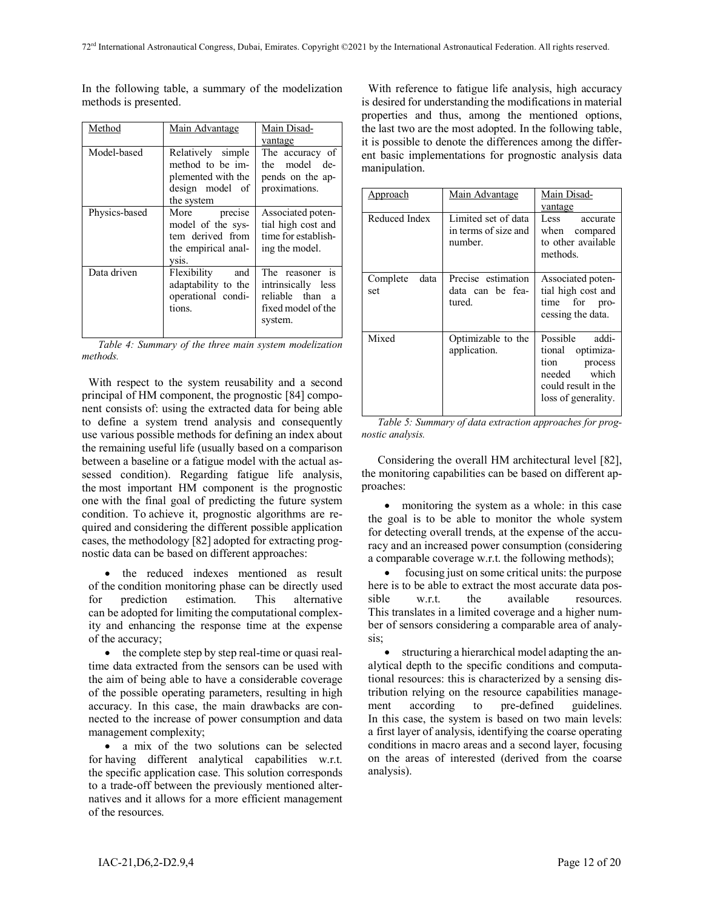In the following table, a summary of the modelization methods is presented.

| Method | Main Advantage | Main Disadvantage |
|---|---|---|
| Model-based | Relatively simple method to be implemented with the design model of the system | The accuracy of the model depends on the approximations. |
| Physics-based | More precise model of the system derived from the empirical analysis. | Associated potential high cost and time for establishing the model. |
| Data driven | Flexibility and adaptability to the operational conditions. | The reasoner is intrinsically less reliable than a fixed model of the system. |

*Table 4: Summary of the three main system modelization methods.*

With respect to the system reusability and a second principal of HM component, the prognostic [84] component consists of: using the extracted data for being able to define a system trend analysis and consequently use various possible methods for defining an index about the remaining useful life (usually based on a comparison between a baseline or a fatigue model with the actual assessed condition). Regarding fatigue life analysis, the most important HM component is the prognostic one with the final goal of predicting the future system condition. To achieve it, prognostic algorithms are required and considering the different possible application cases, the methodology [82] adopted for extracting prognostic data can be based on different approaches:

- the reduced indexes mentioned as result of the condition monitoring phase can be directly used for prediction estimation. This alternative can be adopted for limiting the computational complexity and enhancing the response time at the expense of the accuracy;
- the complete step by step real-time or quasi real-time data extracted from the sensors can be used with the aim of being able to have a considerable coverage of the possible operating parameters, resulting in high accuracy. In this case, the main drawbacks are connected to the increase of power consumption and data management complexity;
- a mix of the two solutions can be selected for having different analytical capabilities w.r.t. the specific application case. This solution corresponds to a trade-off between the previously mentioned alternatives and it allows for a more efficient management of the resources.

With reference to fatigue life analysis, high accuracy is desired for understanding the modifications in material properties and thus, among the mentioned options, the last two are the most adopted. In the following table, it is possible to denote the differences among the different basic implementations for prognostic analysis data manipulation.

| Approach | Main Advantage | Main Disadvantage |
|---|---|---|
| Reduced Index | Limited set of data in terms of size and number. | Less accurate when compared to other available methods. |
| Complete data set | Precise estimation data can be featured. | Associated potential high cost and time for processing the data. |
| Mixed | Optimizable to the application. | Possible additional optimization process needed which could result in the loss of generality. |

*Table 5: Summary of data extraction approaches for prognostic analysis.*

Considering the overall HM architectural level [82], the monitoring capabilities can be based on different approaches:

- monitoring the system as a whole: in this case the goal is to be able to monitor the whole system for detecting overall trends, at the expense of the accuracy and an increased power consumption (considering a comparable coverage w.r.t. the following methods);
- focusing just on some critical units: the purpose here is to be able to extract the most accurate data possible w.r.t. the available resources. This translates in a limited coverage and a higher number of sensors considering a comparable area of analysis;
- structuring a hierarchical model adapting the analytical depth to the specific conditions and computational resources: this is characterized by a sensing distribution relying on the resource capabilities management according to pre-defined guidelines. In this case, the system is based on two main levels: a first layer of analysis, identifying the coarse operating conditions in macro areas and a second layer, focusing on the areas of interested (derived from the coarse analysis).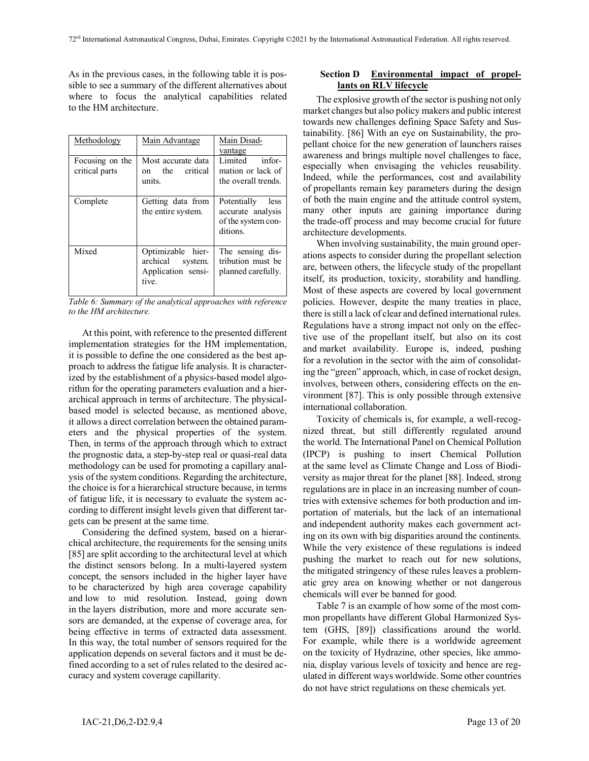As in the previous cases, in the following table it is possible to see a summary of the different alternatives about where to focus the analytical capabilities related to the HM architecture.

| Methodology | Main Advantage | Main Disadvantage |
| --- | --- | --- |
| Focusing on the critical parts | Most accurate data on the critical units. | Limited information or lack of the overall trends. |
| Complete | Getting data from the entire system. | Potentially less accurate analysis of the system conditions. |
| Mixed | Optimizable hierarchical system. Application sensitive. | The sensing distribution must be planned carefully. |

*Table 6: Summary of the analytical approaches with reference to the HM architecture.*

At this point, with reference to the presented different implementation strategies for the HM implementation, it is possible to define the one considered as the best approach to address the fatigue life analysis. It is characterized by the establishment of a physics-based model algorithm for the operating parameters evaluation and a hierarchical approach in terms of architecture. The physical-based model is selected because, as mentioned above, it allows a direct correlation between the obtained parameters and the physical properties of the system. Then, in terms of the approach through which to extract the prognostic data, a step-by-step real or quasi-real data methodology can be used for promoting a capillary analysis of the system conditions. Regarding the architecture, the choice is for a hierarchical structure because, in terms of fatigue life, it is necessary to evaluate the system according to different insight levels given that different targets can be present at the same time.

Considering the defined system, based on a hierarchical architecture, the requirements for the sensing units [85] are split according to the architectural level at which the distinct sensors belong. In a multi-layered system concept, the sensors included in the higher layer have to be characterized by high area coverage capability and low to mid resolution. Instead, going down in the layers distribution, more and more accurate sensors are demanded, at the expense of coverage area, for being effective in terms of extracted data assessment. In this way, the total number of sensors required for the application depends on several factors and it must be defined according to a set of rules related to the desired accuracy and system coverage capillarity.

## Section D Environmental impact of propellants on RLV lifecycle

The explosive growth of the sector is pushing not only market changes but also policy makers and public interest towards new challenges defining Space Safety and Sustainability. [86] With an eye on Sustainability, the propellant choice for the new generation of launchers raises awareness and brings multiple novel challenges to face, especially when envisaging the vehicles reusability. Indeed, while the performances, cost and availability of propellants remain key parameters during the design of both the main engine and the attitude control system, many other inputs are gaining importance during the trade-off process and may become crucial for future architecture developments.

When involving sustainability, the main ground operations aspects to consider during the propellant selection are, between others, the lifecycle study of the propellant itself, its production, toxicity, storability and handling. Most of these aspects are covered by local government policies. However, despite the many treaties in place, there is still a lack of clear and defined international rules. Regulations have a strong impact not only on the effective use of the propellant itself, but also on its cost and market availability. Europe is, indeed, pushing for a revolution in the sector with the aim of consolidating the "green" approach, which, in case of rocket design, involves, between others, considering effects on the environment [87]. This is only possible through extensive international collaboration.

Toxicity of chemicals is, for example, a well-recognized threat, but still differently regulated around the world. The International Panel on Chemical Pollution (IPCP) is pushing to insert Chemical Pollution at the same level as Climate Change and Loss of Biodiversity as major threat for the planet [88]. Indeed, strong regulations are in place in an increasing number of countries with extensive schemes for both production and importation of materials, but the lack of an international and independent authority makes each government acting on its own with big disparities around the continents. While the very existence of these regulations is indeed pushing the market to reach out for new solutions, the mitigated stringency of these rules leaves a problematic grey area on knowing whether or not dangerous chemicals will ever be banned for good.

Table 7 is an example of how some of the most common propellants have different Global Harmonized System (GHS, [89]) classifications around the world. For example, while there is a worldwide agreement on the toxicity of Hydrazine, other species, like ammonia, display various levels of toxicity and hence are regulated in different ways worldwide. Some other countries do not have strict regulations on these chemicals yet.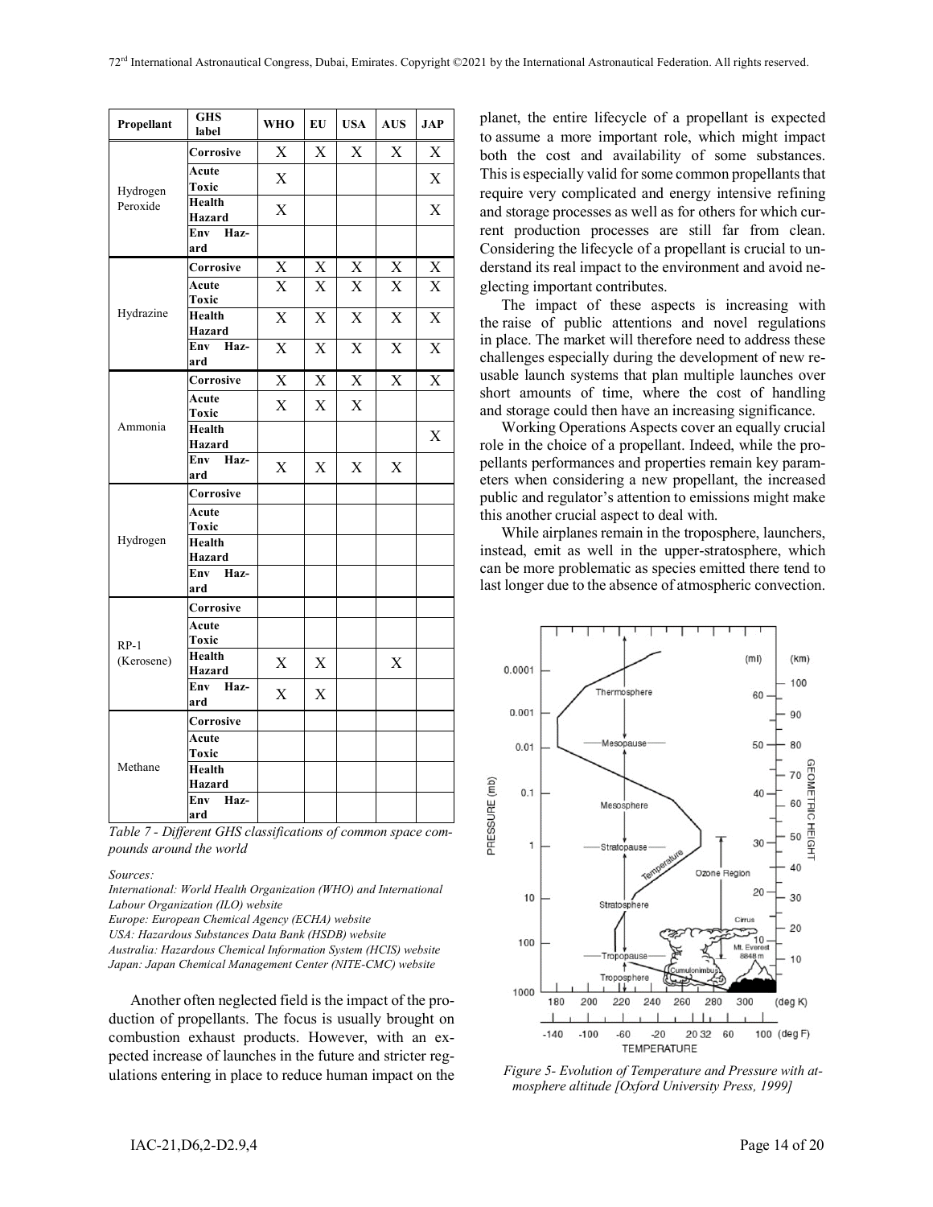| Propellant | GHS label | WHO | EU | USA | AUS | JAP |
|---|---|---|---|---|---|---|
| Hydrogen Peroxide | Corrosive | X | X | X | X | X |
| | Acute Toxic | X | | | | X |
| | Health Hazard | X | | | | X |
| | Env Hazard | | | | | |
| Hydrazine | Corrosive | X | X | X | X | X |
| | Acute Toxic | X | X | X | X | X |
| | Health Hazard | X | X | X | X | X |
| | Env Hazard | X | X | X | X | X |
| Ammonia | Corrosive | X | X | X | X | X |
| | Acute Toxic | X | X | X | | |
| | Health Hazard | | | | | X |
| | Env Hazard | X | X | X | X | |
| Hydrogen | Corrosive | | | | | |
| | Acute Toxic | | | | | |
| | Health Hazard | | | | | |
| | Env Hazard | | | | | |
| RP-1 (Kerosene) | Corrosive | | | | | |
| | Acute Toxic | | | | | |
| | Health Hazard | X | X | | X | |
| | Env Hazard | X | X | | | |
| Methane | Corrosive | | | | | |
| | Acute Toxic | | | | | |
| | Health Hazard | | | | | |
| | Env Hazard | | | | | |

*Table 7 - Different GHS classifications of common space compounds around the world*

*Sources:*
*International: World Health Organization (WHO) and International Labour Organization (ILO) website*
*Europe: European Chemical Agency (ECHA) website*
*USA: Hazardous Substances Data Bank (HSDB) website*
*Australia: Hazardous Chemical Information System (HCIS) website*
*Japan: Japan Chemical Management Center (NITE-CMC) website*

Another often neglected field is the impact of the production of propellants. The focus is usually brought on combustion exhaust products. However, with an expected increase of launches in the future and stricter regulations entering in place to reduce human impact on the planet, the entire lifecycle of a propellant is expected to assume a more important role, which might impact both the cost and availability of some substances. This is especially valid for some common propellants that require very complicated and energy intensive refining and storage processes as well as for others for which current production processes are still far from clean. Considering the lifecycle of a propellant is crucial to understand its real impact to the environment and avoid neglecting important contributes.

The impact of these aspects is increasing with the raise of public attentions and novel regulations in place. The market will therefore need to address these challenges especially during the development of new reusable launch systems that plan multiple launches over short amounts of time, where the cost of handling and storage could then have an increasing significance.

Working Operations Aspects cover an equally crucial role in the choice of a propellant. Indeed, while the propellants performances and properties remain key parameters when considering a new propellant, the increased public and regulator's attention to emissions might make this another crucial aspect to deal with.

While airplanes remain in the troposphere, launchers, instead, emit as well in the upper-stratosphere, which can be more problematic as species emitted there tend to last longer due to the absence of atmospheric convection.

*Figure 5- Evolution of Temperature and Pressure with atmosphere altitude [Oxford University Press, 1999]*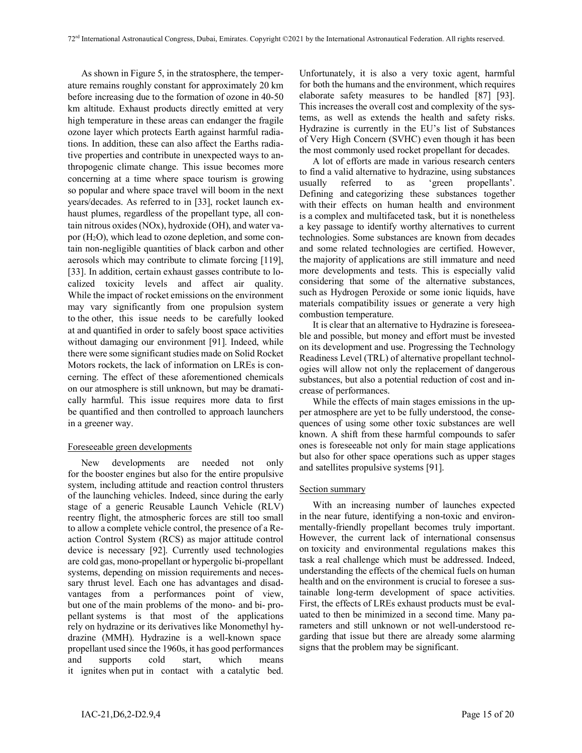As shown in Figure 5, in the stratosphere, the temperature remains roughly constant for approximately 20 km before increasing due to the formation of ozone in 40-50 km altitude. Exhaust products directly emitted at very high temperature in these areas can endanger the fragile ozone layer which protects Earth against harmful radiations. In addition, these can also affect the Earths radiative properties and contribute in unexpected ways to anthropogenic climate change. This issue becomes more concerning at a time where space tourism is growing so popular and where space travel will boom in the next years/decades. As referred to in [33], rocket launch exhaust plumes, regardless of the propellant type, all contain nitrous oxides (NOx), hydroxide (OH), and water vapor ($H_2O$), which lead to ozone depletion, and some contain non-negligible quantities of black carbon and other aerosols which may contribute to climate forcing [119], [33]. In addition, certain exhaust gasses contribute to localized toxicity levels and affect air quality. While the impact of rocket emissions on the environment may vary significantly from one propulsion system to the other, this issue needs to be carefully looked at and quantified in order to safely boost space activities without damaging our environment [91]. Indeed, while there were some significant studies made on Solid Rocket Motors rockets, the lack of information on LREs is concerning. The effect of these aforementioned chemicals on our atmosphere is still unknown, but may be dramatically harmful. This issue requires more data to first be quantified and then controlled to approach launchers in a greener way.

#### Foreseeable green developments

New developments are needed not only for the booster engines but also for the entire propulsive system, including attitude and reaction control thrusters of the launching vehicles. Indeed, since during the early stage of a generic Reusable Launch Vehicle (RLV) reentry flight, the atmospheric forces are still too small to allow a complete vehicle control, the presence of a Reaction Control System (RCS) as major attitude control device is necessary [92]. Currently used technologies are cold gas, mono-propellant or hypergolic bi-propellant systems, depending on mission requirements and necessary thrust level. Each one has advantages and disadvantages from a performances point of view, but one of the main problems of the mono- and bi- propellant systems is that most of the applications rely on hydrazine or its derivatives like Monomethyl hydrazine (MMH). Hydrazine is a well-known space propellant used since the 1960s, it has good performances and supports cold start, which means it ignites when put in contact with a catalytic bed. Unfortunately, it is also a very toxic agent, harmful for both the humans and the environment, which requires elaborate safety measures to be handled [87] [93]. This increases the overall cost and complexity of the systems, as well as extends the health and safety risks. Hydrazine is currently in the EU's list of Substances of Very High Concern (SVHC) even though it has been the most commonly used rocket propellant for decades.

A lot of efforts are made in various research centers to find a valid alternative to hydrazine, using substances usually referred to as 'green propellants'. Defining and categorizing these substances together with their effects on human health and environment is a complex and multifaceted task, but it is nonetheless a key passage to identify worthy alternatives to current technologies. Some substances are known from decades and some related technologies are certified. However, the majority of applications are still immature and need more developments and tests. This is especially valid considering that some of the alternative substances, such as Hydrogen Peroxide or some ionic liquids, have materials compatibility issues or generate a very high combustion temperature.

It is clear that an alternative to Hydrazine is foreseeable and possible, but money and effort must be invested on its development and use. Progressing the Technology Readiness Level (TRL) of alternative propellant technologies will allow not only the replacement of dangerous substances, but also a potential reduction of cost and increase of performances.

While the effects of main stages emissions in the upper atmosphere are yet to be fully understood, the consequences of using some other toxic substances are well known. A shift from these harmful compounds to safer ones is foreseeable not only for main stage applications but also for other space operations such as upper stages and satellites propulsive systems [91].

#### Section summary

With an increasing number of launches expected in the near future, identifying a non-toxic and environmentally-friendly propellant becomes truly important. However, the current lack of international consensus on toxicity and environmental regulations makes this task a real challenge which must be addressed. Indeed, understanding the effects of the chemical fuels on human health and on the environment is crucial to foresee a sustainable long-term development of space activities. First, the effects of LREs exhaust products must be evaluated to then be minimized in a second time. Many parameters and still unknown or not well-understood regarding that issue but there are already some alarming signs that the problem may be significant.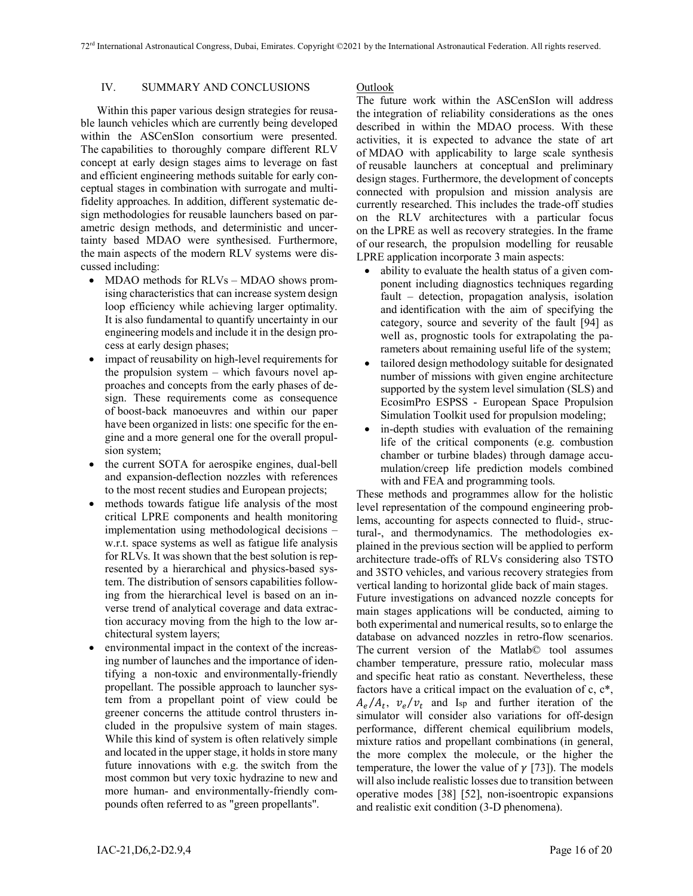## IV. SUMMARY AND CONCLUSIONS

Within this paper various design strategies for reusable launch vehicles which are currently being developed within the ASCenSIon consortium were presented. The capabilities to thoroughly compare different RLV concept at early design stages aims to leverage on fast and efficient engineering methods suitable for early conceptual stages in combination with surrogate and multi-fidelity approaches. In addition, different systematic design methodologies for reusable launchers based on parametric design methods, and deterministic and uncertainty based MDAO were synthesised. Furthermore, the main aspects of the modern RLV systems were discussed including:

- MDAO methods for RLVs – MDAO shows promising characteristics that can increase system design loop efficiency while achieving larger optimality. It is also fundamental to quantify uncertainty in our engineering models and include it in the design process at early design phases;
- impact of reusability on high-level requirements for the propulsion system – which favours novel approaches and concepts from the early phases of design. These requirements come as consequence of boost-back manoeuvres and within our paper have been organized in lists: one specific for the engine and a more general one for the overall propulsion system;
- the current SOTA for aerospike engines, dual-bell and expansion-deflection nozzles with references to the most recent studies and European projects;
- methods towards fatigue life analysis of the most critical LPRE components and health monitoring implementation using methodological decisions – w.r.t. space systems as well as fatigue life analysis for RLVs. It was shown that the best solution is represented by a hierarchical and physics-based system. The distribution of sensors capabilities following from the hierarchical level is based on an inverse trend of analytical coverage and data extraction accuracy moving from the high to the low architectural system layers;
- environmental impact in the context of the increasing number of launches and the importance of identifying a non-toxic and environmentally-friendly propellant. The possible approach to launcher system from a propellant point of view could be greener concerns the attitude control thrusters included in the propulsive system of main stages. While this kind of system is often relatively simple and located in the upper stage, it holds in store many future innovations with e.g. the switch from the most common but very toxic hydrazine to new and more human- and environmentally-friendly compounds often referred to as "green propellants".

### Outlook

The future work within the ASCenSIon will address the integration of reliability considerations as the ones described in within the MDAO process. With these activities, it is expected to advance the state of art of MDAO with applicability to large scale synthesis of reusable launchers at conceptual and preliminary design stages. Furthermore, the development of concepts connected with propulsion and mission analysis are currently researched. This includes the trade-off studies on the RLV architectures with a particular focus on the LPRE as well as recovery strategies. In the frame of our research, the propulsion modelling for reusable LPRE application incorporate 3 main aspects:

- ability to evaluate the health status of a given component including diagnostics techniques regarding fault – detection, propagation analysis, isolation and identification with the aim of specifying the category, source and severity of the fault [94] as well as, prognostic tools for extrapolating the parameters about remaining useful life of the system;
- tailored design methodology suitable for designated number of missions with given engine architecture supported by the system level simulation (SLS) and EcosimPro ESPSS - European Space Propulsion Simulation Toolkit used for propulsion modeling;
- in-depth studies with evaluation of the remaining life of the critical components (e.g. combustion chamber or turbine blades) through damage accumulation/creep life prediction models combined with and FEA and programming tools.

These methods and programmes allow for the holistic level representation of the compound engineering problems, accounting for aspects connected to fluid-, structural-, and thermodynamics. The methodologies explained in the previous section will be applied to perform architecture trade-offs of RLVs considering also TSTO and 3STO vehicles, and various recovery strategies from vertical landing to horizontal glide back of main stages.

Future investigations on advanced nozzle concepts for main stages applications will be conducted, aiming to both experimental and numerical results, so to enlarge the database on advanced nozzles in retro-flow scenarios. The current version of the Matlab© tool assumes chamber temperature, pressure ratio, molecular mass and specific heat ratio as constant. Nevertheless, these factors have a critical impact on the evaluation of c, c*, $A_e/A_t$, $v_e/v_t$ and Isp and further iteration of the simulator will consider also variations for off-design performance, different chemical equilibrium models, mixture ratios and propellant combinations (in general, the more complex the molecule, or the higher the temperature, the lower the value of $\gamma$ [73]). The models will also include realistic losses due to transition between operative modes [38] [52], non-isentropic expansions and realistic exit condition (3-D phenomena).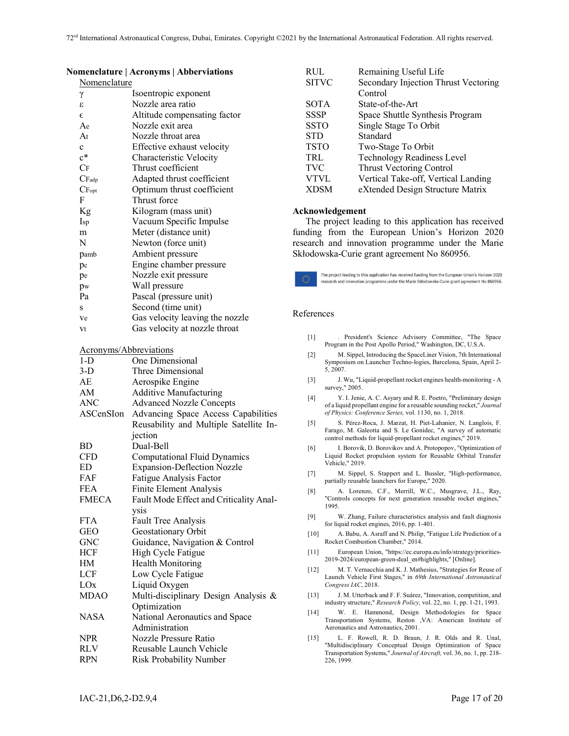## Nomenclature | Acronyms | Abberviations

Nomenclature

| | |
|---|---|
| $\gamma$ | Isentropic exponent |
| $\varepsilon$ | Nozzle area ratio |
| $\epsilon$ | Altitude compensating factor |
| $A_e$ | Nozzle exit area |
| $A_t$ | Nozzle throat area |
| c | Effective exhaust velocity |
| c* | Characteristic Velocity |
| $C_F$ | Thrust coefficient |
| $C_{Fadp}$ | Adapted thrust coefficient |
| $C_{Fopt}$ | Optimum thrust coefficient |
| F | Thrust force |
| Kg | Kilogram (mass unit) |
| Isp | Vacuum Specific Impulse |
| m | Meter (distance unit) |
| N | Newton (force unit) |
| $p_{amb}$ | Ambient pressure |
| $p_c$ | Engine chamber pressure |
| $p_e$ | Nozzle exit pressure |
| $p_w$ | Wall pressure |
| Pa | Pascal (pressure unit) |
| s | Second (time unit) |
| $v_e$ | Gas velocity leaving the nozzle |
| $v_t$ | Gas velocity at nozzle throat |

Acronyms/Abbreviations

| | |
|---|---|
| 1-D | One Dimensional |
| 3-D | Three Dimensional |
| AE | Aerospike Engine |
| AM | Additive Manufacturing |
| ANC | Advanced Nozzle Concepts |
| ASCenSIon | Advancing Space Access Capabilities Reusability and Multiple Satellite Injection |
| BD | Dual-Bell |
| CFD | Computational Fluid Dynamics |
| ED | Expansion-Deflection Nozzle |
| FAF | Fatigue Analysis Factor |
| FEA | Finite Element Analysis |
| FMECA | Fault Mode Effect and Criticality Analysis |
| FTA | Fault Tree Analysis |
| GEO | Geostationary Orbit |
| GNC | Guidance, Navigation & Control |
| HCF | High Cycle Fatigue |
| HM | Health Monitoring |
| LCF | Low Cycle Fatigue |
| LOx | Liquid Oxygen |
| MDAO | Multi-disciplinary Design Analysis & Optimization |
| NASA | National Aeronautics and Space Administration |
| NPR | Nozzle Pressure Ratio |
| RLV | Reusable Launch Vehicle |
| RPN | Risk Probability Number |
| RUL | Remaining Useful Life |
| SITVC | Secondary Injection Thrust Vectoring Control |
| SOTA | State-of-the-Art |
| SSSP | Space Shuttle Synthesis Program |
| SSTO | Single Stage To Orbit |
| STD | Standard |
| TSTO | Two-Stage To Orbit |
| TRL | Technology Readiness Level |
| TVC | Thrust Vectoring Control |
| VTVL | Vertical Take-off, Vertical Landing |
| XDSM | eXtended Design Structure Matrix |

## Acknowledgement

The project leading to this application has received funding from the European Union's Horizon 2020 research and innovation programme under the Marie Skłodowska-Curie grant agreement No 860956.

The project leading to this application has received funding from the European Union's Horizon 2020 research and innovation programme under the Marie Skłodowska-Curie grant agreement No 860956.

## References

[1] . President's Science Advisory Committee, "The Space Program in the Post Apollo Period," Washington, DC, U.S.A.

[2] M. Sippel, Introducing the SpaceLiner Vision, 7th International Symposium on Launcher Techno-logies, Barcelona, Spain, April 2-5, 2007.

[3] J. Wu, "Liquid-propellant rocket engines health-monitoring - A survey," 2005.

[4] Y. I. Jenie, A. C. Asyary and R. E. Poetro, "Preliminary design of a liquid propellant engine for a reusable sounding rocket," *Journal of Physics: Conference Series,* vol. 1130, no. 1, 2018.

[5] S. Pérez-Roca, J. Marzat, H. Piet-Lahanier, N. Langlois, F. Farago, M. Galeotta and S. Le Gonidec, "A survey of automatic control methods for liquid-propellant rocket engines," 2019.

[6] I. Borovik, D. Borovikov and A. Protopopov, "Optimization of Liquid Rocket propulsion system for Reusable Orbital Transfer Vehicle," 2019.

[7] M. Sippel, S. Stappert and L. Bussler, "High-performance, partially reusable launchers for Europe," 2020.

[8] A. Lorenzo, C.F., Merrill, W.C., Musgrave, J.L., Ray, "Controls concepts for next generation reusable rocket engines," 1995.

[9] W. Zhang, Failure characteristics analysis and fault diagnosis for liquid rocket engines, 2016, pp. 1-401.

[10] A. Babu, A. Asraff and N. Philip, "Fatigue Life Prediction of a Rocket Combustion Chamber," 2014.

[11] European Union, "https://ec.europa.eu/info/strategy/priorities-2019-2024/european-green-deal_en#highlights," [Online].

[12] M. T. Vernacchia and K. J. Mathesius, "Strategies for Reuse of Launch Vehicle First Stages," in *69th International Astronautical Congress IAC*, 2018.

[13] J. M. Utterback and F. F. Suárez, "Innovation, competition, and industry structure," *Research Policy,* vol. 22, no. 1, pp. 1-21, 1993.

[14] W. E. Hammond, Design Methodologies for Space Transportation Systems, Reston ,VA: American Institute of Aeronautics and Astronautics, 2001.

[15] L. F. Rowell, R. D. Braun, J. R. Olds and R. Unal, "Multidisciplinary Conceptual Design Optimization of Space Transportation Systems," *Journal of Aircraft,* vol. 36, no. 1, pp. 218-226, 1999.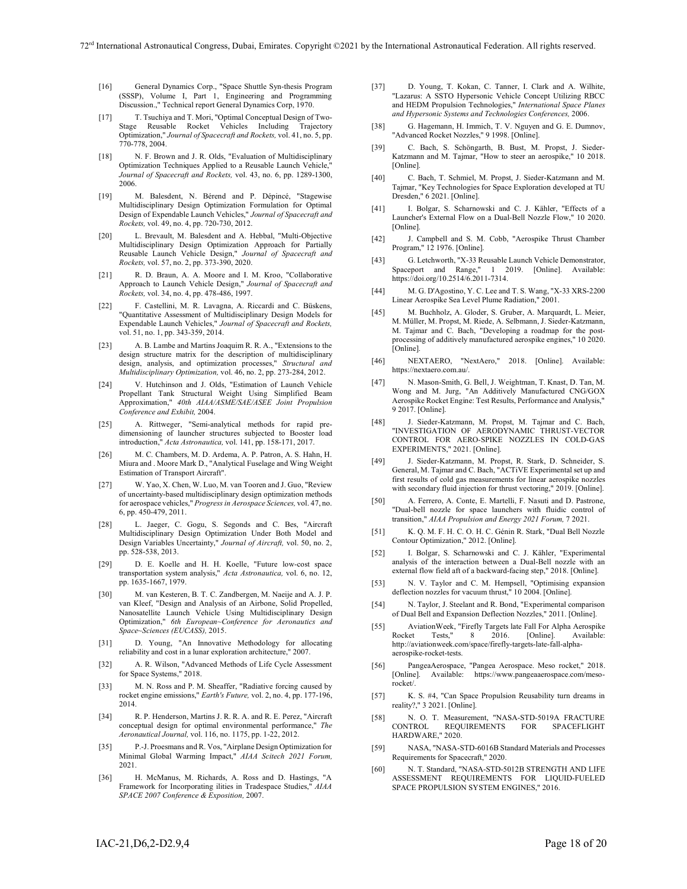[16] General Dynamics Corp., "Space Shuttle Syn-thesis Program (SSSP), Volume I, Part 1, Engineering and Programming Discussion.," Technical report General Dynamics Corp, 1970.

[17] T. Tsuchiya and T. Mori, "Optimal Conceptual Design of Two-Stage Reusable Rocket Vehicles Including Trajectory Optimization," *Journal of Spacecraft and Rockets,* vol. 41, no. 5, pp. 770-778, 2004.

[18] N. F. Brown and J. R. Olds, "Evaluation of Multidisciplinary Optimization Techniques Applied to a Reusable Launch Vehicle," *Journal of Spacecraft and Rockets,* vol. 43, no. 6, pp. 1289-1300, 2006.

[19] M. Balesdent, N. Bérend and P. Dépincé, "Stagewise Multidisciplinary Design Optimization Formulation for Optimal Design of Expendable Launch Vehicles," *Journal of Spacecraft and Rockets,* vol. 49, no. 4, pp. 720-730, 2012.

[20] L. Brevault, M. Balesdent and A. Hebbal, "Multi-Objective Multidisciplinary Design Optimization Approach for Partially Reusable Launch Vehicle Design," *Journal of Spacecraft and Rockets,* vol. 57, no. 2, pp. 373-390, 2020.

[21] R. D. Braun, A. A. Moore and I. M. Kroo, "Collaborative Approach to Launch Vehicle Design," *Journal of Spacecraft and Rockets,* vol. 34, no. 4, pp. 478-486, 1997.

[22] F. Castellini, M. R. Lavagna, A. Riccardi and C. Büskens, "Quantitative Assessment of Multidisciplinary Design Models for Expendable Launch Vehicles," *Journal of Spacecraft and Rockets,* vol. 51, no. 1, pp. 343-359, 2014.

[23] A. B. Lambe and Martins Joaquim R. R. A., "Extensions to the design structure matrix for the description of multidisciplinary design, analysis, and optimization processes," *Structural and Multidisciplinary Optimization,* vol. 46, no. 2, pp. 273-284, 2012.

[24] V. Hutchinson and J. Olds, "Estimation of Launch Vehicle Propellant Tank Structural Weight Using Simplified Beam Approximation," *40th AIAA/ASME/SAE/ASEE Joint Propulsion Conference and Exhibit,* 2004.

[25] A. Rittweger, "Semi-analytical methods for rapid pre-dimensioning of launcher structures subjected to Booster load introduction," *Acta Astronautica,* vol. 141, pp. 158-171, 2017.

[26] M. C. Chambers, M. D. Ardema, A. P. Patron, A. S. Hahn, H. Miura and . Moore Mark D., "Analytical Fuselage and Wing Weight Estimation of Transport Aircraft".

[27] W. Yao, X. Chen, W. Luo, M. van Tooren and J. Guo, "Review of uncertainty-based multidisciplinary design optimization methods for aerospace vehicles," *Progress in Aerospace Sciences,* vol. 47, no. 6, pp. 450-479, 2011.

[28] L. Jaeger, C. Gogu, S. Segonds and C. Bes, "Aircraft Multidisciplinary Design Optimization Under Both Model and Design Variables Uncertainty," *Journal of Aircraft,* vol. 50, no. 2, pp. 528-538, 2013.

[29] D. E. Koelle and H. H. Koelle, "Future low-cost space transportation system analysis," *Acta Astronautica,* vol. 6, no. 12, pp. 1635-1667, 1979.

[30] M. van Kesteren, B. T. C. Zandbergen, M. Naeije and A. J. P. van Kleef, "Design and Analysis of an Airbone, Solid Propelled, Nanosatellite Launch Vehicle Using Multidisciplinary Design Optimization," *6th European~Conference for Aeronautics and Space~Sciences (EUCASS),* 2015.

[31] D. Young, "An Innovative Methodology for allocating reliability and cost in a lunar exploration architecture," 2007.

[32] A. R. Wilson, "Advanced Methods of Life Cycle Assessment for Space Systems," 2018.

[33] M. N. Ross and P. M. Sheaffer, "Radiative forcing caused by rocket engine emissions," *Earth's Future,* vol. 2, no. 4, pp. 177-196, 2014.

[34] R. P. Henderson, Martins J. R. R. A. and R. E. Perez, "Aircraft conceptual design for optimal environmental performance," *The Aeronautical Journal,* vol. 116, no. 1175, pp. 1-22, 2012.

[35] P.-J. Proesmans and R. Vos, "Airplane Design Optimization for Minimal Global Warming Impact," *AIAA Scitech 2021 Forum,* 2021.

[36] H. McManus, M. Richards, A. Ross and D. Hastings, "A Framework for Incorporating ilities in Tradespace Studies," *AIAA SPACE 2007 Conference & Exposition,* 2007.

[37] D. Young, T. Kokan, C. Tanner, I. Clark and A. Wilhite, "Lazarus: A SSTO Hypersonic Vehicle Concept Utilizing RBCC and HEDM Propulsion Technologies," *International Space Planes and Hypersonic Systems and Technologies Conferences,* 2006.

[38] G. Hagemann, H. Immich, T. V. Nguyen and G. E. Dumnov, "Advanced Rocket Nozzles," 9 1998. [Online].

[39] C. Bach, S. Schöngarth, B. Bust, M. Propst, J. Sieder-Katzmann and M. Tajmar, "How to steer an aerospike," 10 2018. [Online].

[40] C. Bach, T. Schmiel, M. Propst, J. Sieder-Katzmann and M. Tajmar, "Key Technologies for Space Exploration developed at TU Dresden," 6 2021. [Online].

[41] I. Bolgar, S. Scharnowski and C. J. Kähler, "Effects of a Launcher's External Flow on a Dual-Bell Nozzle Flow," 10 2020. [Online].

[42] J. Campbell and S. M. Cobb, "Aerospike Thrust Chamber Program," 12 1976. [Online].

[43] G. Letchworth, "X-33 Reusable Launch Vehicle Demonstrator, Spaceport and Range," 1 2019. [Online]. Available: https://doi.org/10.2514/6.2011-7314.

[44] M. G. D'Agostino, Y. C. Lee and T. S. Wang, "X-33 XRS-2200 Linear Aerospike Sea Level Plume Radiation," 2001.

[45] M. Buchholz, A. Gloder, S. Gruber, A. Marquardt, L. Meier, M. Müller, M. Propst, M. Riede, A. Selbmann, J. Sieder-Katzmann, M. Tajmar and C. Bach, "Developing a roadmap for the post-processing of additively manufactured aerospike engines," 10 2020. [Online].

[46] NEXTAERO, "NextAero," 2018. [Online]. Available: https://nextaero.com.au/.

[47] N. Mason-Smith, G. Bell, J. Weightman, T. Knast, D. Tan, M. Wong and M. Jurg, "An Additively Manufactured CNG/GOX Aerospike Rocket Engine: Test Results, Performance and Analysis," 9 2017. [Online].

[48] J. Sieder-Katzmann, M. Propst, M. Tajmar and C. Bach, "INVESTIGATION OF AERODYNAMIC THRUST-VECTOR CONTROL FOR AERO-SPIKE NOZZLES IN COLD-GAS EXPERIMENTS," 2021. [Online].

[49] J. Sieder-Katzmann, M. Propst, R. Stark, D. Schneider, S. General, M. Tajmar and C. Bach, "ACTiVE Experimental set up and first results of cold gas measurements for linear aerospike nozzles with secondary fluid injection for thrust vectoring," 2019. [Online].

[50] A. Ferrero, A. Conte, E. Martelli, F. Nasuti and D. Pastrone, "Dual-bell nozzle for space launchers with fluidic control of transition," *AIAA Propulsion and Energy 2021 Forum,* 7 2021.

[51] K. Q. M. F. H. C. O. H. C. Génin R. Stark, "Dual Bell Nozzle Contour Optimization," 2012. [Online].

[52] I. Bolgar, S. Scharnowski and C. J. Kähler, "Experimental analysis of the interaction between a Dual-Bell nozzle with an external flow field aft of a backward-facing step," 2018. [Online].

[53] N. V. Taylor and C. M. Hempsell, "Optimising expansion deflection nozzles for vacuum thrust," 10 2004. [Online].

[54] N. Taylor, J. Steelant and R. Bond, "Experimental comparison of Dual Bell and Expansion Deflection Nozzles," 2011. [Online].

[55] AviationWeek, "Firefly Targets late Fall For Alpha Aerospike Rocket Tests," 8 2016. [Online]. Available: http://aviationweek.com/space/firefly-targets-late-fall-alpha-aerospike-rocket-tests.

[56] PangeaAerospace, "Pangea Aerospace. Meso rocket," 2018. [Online]. Available: https://www.pangeaaerospace.com/meso-rocket/.

[57] K. S. #4, "Can Space Propulsion Reusability turn dreams in reality?," 3 2021. [Online].

[58] N. O. T. Measurement, "NASA-STD-5019A FRACTURE CONTROL REQUIREMENTS FOR SPACEFLIGHT HARDWARE," 2020.

[59] NASA, "NASA-STD-6016B Standard Materials and Processes Requirements for Spacecraft," 2020.

[60] N. T. Standard, "NASA-STD-5012B STRENGTH AND LIFE ASSESSMENT REQUIREMENTS FOR LIQUID-FUELED SPACE PROPULSION SYSTEM ENGINES," 2016.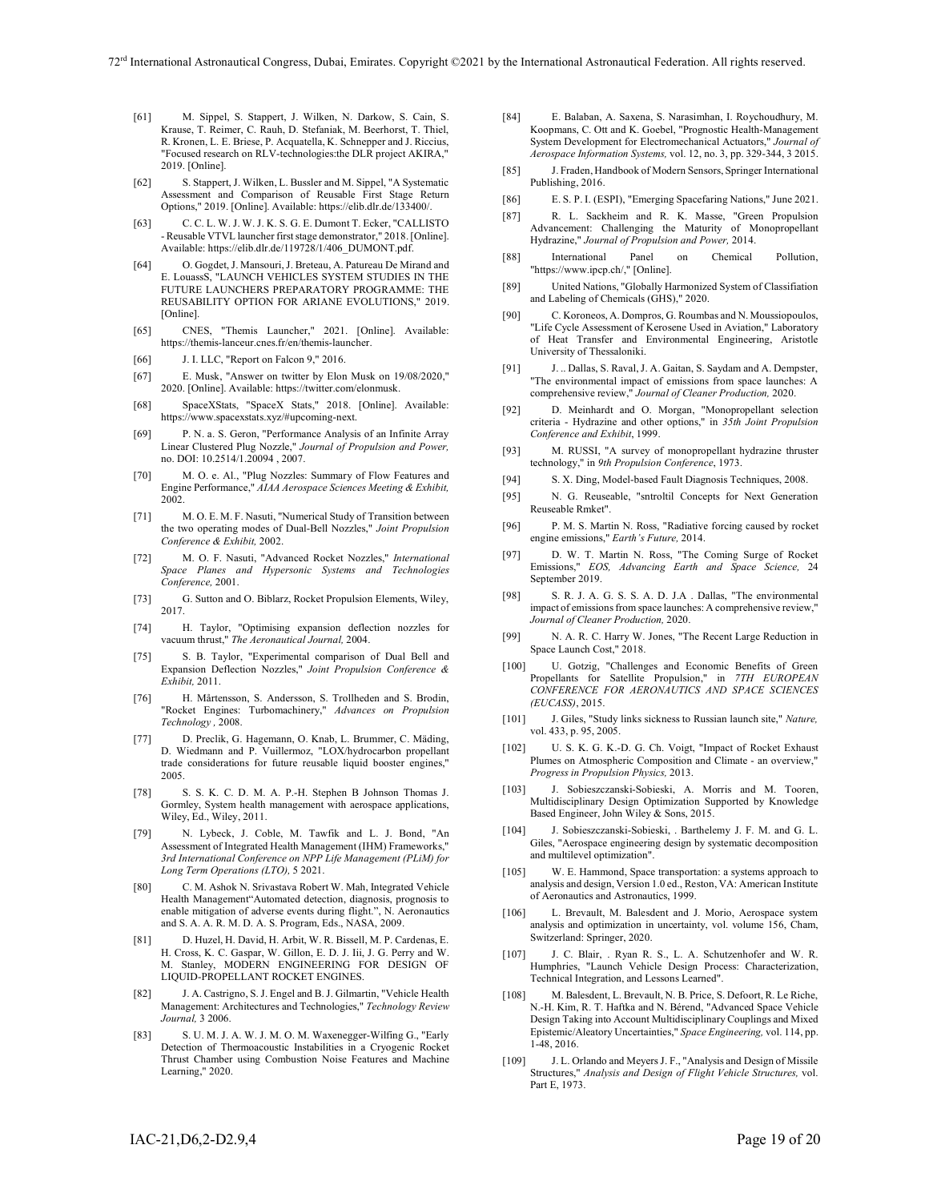[61] M. Sippel, S. Stappert, J. Wilken, N. Darkow, S. Cain, S. Krause, T. Reimer, C. Rauh, D. Stefaniak, M. Beerhorst, T. Thiel, R. Kronen, L. E. Briese, P. Acquatella, K. Schnepper and J. Riccius, "Focused research on RLV-technologies:the DLR project AKIRA," 2019. [Online].

[62] S. Stappert, J. Wilken, L. Bussler and M. Sippel, "A Systematic Assessment and Comparison of Reusable First Stage Return Options," 2019. [Online]. Available: https://elib.dlr.de/133400/.

[63] C. C. L. W. J. W. J. K. S. G. E. Dumont T. Ecker, "CALLISTO - Reusable VTVL launcher first stage demonstrator," 2018. [Online]. Available: https://elib.dlr.de/119728/1/406_DUMONT.pdf.

[64] O. Gogdet, J. Mansouri, J. Breteau, A. Patureau De Mirand and E. LouassS, "LAUNCH VEHICLES SYSTEM STUDIES IN THE FUTURE LAUNCHERS PREPARATORY PROGRAMME: THE REUSABILITY OPTION FOR ARIANE EVOLUTIONS," 2019. [Online].

[65] CNES, "Themis Launcher," 2021. [Online]. Available: https://themis-lanceur.cnes.fr/en/themis-launcher.

[66] J. I. LLC, "Report on Falcon 9," 2016.

[67] E. Musk, "Answer on twitter by Elon Musk on 19/08/2020," 2020. [Online]. Available: https://twitter.com/elonmusk.

[68] SpaceXStats, "SpaceX Stats," 2018. [Online]. Available: https://www.spacexstats.xyz/#upcoming-next.

[69] P. N. a. S. Geron, "Performance Analysis of an Infinite Array Linear Clustered Plug Nozzle," *Journal of Propulsion and Power,* no. DOI: 10.2514/1.20094 , 2007.

[70] M. O. e. Al., "Plug Nozzles: Summary of Flow Features and Engine Performance," *AIAA Aerospace Sciences Meeting & Exhibit,* 2002.

[71] M. O. E. M. F. Nasuti, "Numerical Study of Transition between the two operating modes of Dual-Bell Nozzles," *Joint Propulsion Conference & Exhibit,* 2002.

[72] M. O. F. Nasuti, "Advanced Rocket Nozzles," *International Space Planes and Hypersonic Systems and Technologies Conference,* 2001.

[73] G. Sutton and O. Biblarz, Rocket Propulsion Elements, Wiley, 2017.

[74] H. Taylor, "Optimising expansion deflection nozzles for vacuum thrust," *The Aeronautical Journal,* 2004.

[75] S. B. Taylor, "Experimental comparison of Dual Bell and Expansion Deflection Nozzles," *Joint Propulsion Conference & Exhibit,* 2011.

[76] H. Mårtensson, S. Andersson, S. Trollheden and S. Brodin, "Rocket Engines: Turbomachinery," *Advances on Propulsion Technology ,* 2008.

[77] D. Preclik, G. Hagemann, O. Knab, L. Brummer, C. Mäding, D. Wiedmann and P. Vuillermoz, "LOX/hydrocarbon propellant trade considerations for future reusable liquid booster engines," 2005.

[78] S. S. K. C. D. M. A. P.-H. Stephen B Johnson Thomas J. Gormley, System health management with aerospace applications, Wiley, Ed., Wiley, 2011.

[79] N. Lybeck, J. Coble, M. Tawfik and L. J. Bond, "An Assessment of Integrated Health Management (IHM) Frameworks," *3rd International Conference on NPP Life Management (PLiM) for Long Term Operations (LTO),* 5 2021.

[80] C. M. Ashok N. Srivastava Robert W. Mah, Integrated Vehicle Health Management"Automated detection, diagnosis, prognosis to enable mitigation of adverse events during flight.", N. Aeronautics and S. A. A. R. M. D. A. S. Program, Eds., NASA, 2009.

[81] D. Huzel, H. David, H. Arbit, W. R. Bissell, M. P. Cardenas, E. H. Cross, K. C. Gaspar, W. Gillon, E. D. J. Iii, J. G. Perry and W. M. Stanley, MODERN ENGINEERING FOR DESIGN OF LIQUID-PROPELLANT ROCKET ENGINES.

[82] J. A. Castrigno, S. J. Engel and B. J. Gilmartin, "Vehicle Health Management: Architectures and Technologies," *Technology Review Journal,* 3 2006.

[83] S. U. M. J. A. W. J. M. O. M. Waxenegger-Wilfing G., "Early Detection of Thermoacoustic Instabilities in a Cryogenic Rocket Thrust Chamber using Combustion Noise Features and Machine Learning," 2020.

[84] E. Balaban, A. Saxena, S. Narasimhan, I. Roychoudhury, M. Koopmans, C. Ott and K. Goebel, "Prognostic Health-Management System Development for Electromechanical Actuators," *Journal of Aerospace Information Systems,* vol. 12, no. 3, pp. 329-344, 3 2015.

[85] J. Fraden, Handbook of Modern Sensors, Springer International Publishing, 2016.

[86] E. S. P. I. (ESPI), "Emerging Spacefaring Nations," June 2021.

[87] R. L. Sackheim and R. K. Masse, "Green Propulsion Advancement: Challenging the Maturity of Monopropellant Hydrazine," *Journal of Propulsion and Power,* 2014.

[88] International Panel on Chemical Pollution, "https://www.ipcp.ch/," [Online].

[89] United Nations, "Globally Harmonized System of Classification and Labeling of Chemicals (GHS)," 2020.

[90] C. Koroneos, A. Dompros, G. Roumbas and N. Moussiopoulos, "Life Cycle Assessment of Kerosene Used in Aviation," Laboratory of Heat Transfer and Environmental Engineering, Aristotle University of Thessaloniki.

[91] J. .. Dallas, S. Raval, J. A. Gaitan, S. Saydam and A. Dempster, "The environmental impact of emissions from space launches: A comprehensive review," *Journal of Cleaner Production,* 2020.

[92] D. Meinhardt and O. Morgan, "Monopropellant selection criteria - Hydrazine and other options," in *35th Joint Propulsion Conference and Exhibit*, 1999.

[93] M. RUSSI, "A survey of monopropellant hydrazine thruster technology," in *9th Propulsion Conference*, 1973.

[94] S. X. Ding, Model-based Fault Diagnosis Techniques, 2008.

[95] N. G. Reuseable, "sntroltil Concepts for Next Generation Reuseable Rmket".

[96] P. M. S. Martin N. Ross, "Radiative forcing caused by rocket engine emissions," *Earth's Future,* 2014.

[97] D. W. T. Martin N. Ross, "The Coming Surge of Rocket Emissions," *EOS, Advancing Earth and Space Science,* 24 September 2019.

[98] S. R. J. A. G. S. S. A. D. J.A . Dallas, "The environmental impact of emissions from space launches: A comprehensive review," *Journal of Cleaner Production,* 2020.

[99] N. A. R. C. Harry W. Jones, "The Recent Large Reduction in Space Launch Cost," 2018.

[100] U. Gotzig, "Challenges and Economic Benefits of Green Propellants for Satellite Propulsion," in *7TH EUROPEAN CONFERENCE FOR AERONAUTICS AND SPACE SCIENCES (EUCASS)*, 2015.

[101] J. Giles, "Study links sickness to Russian launch site," *Nature,* vol. 433, p. 95, 2005.

[102] U. S. K. G. K.-D. G. Ch. Voigt, "Impact of Rocket Exhaust Plumes on Atmospheric Composition and Climate - an overview," *Progress in Propulsion Physics,* 2013.

[103] J. Sobieszczanski-Sobieski, A. Morris and M. Tooren, Multidisciplinary Design Optimization Supported by Knowledge Based Engineer, John Wiley & Sons, 2015.

[104] J. Sobieszczanski-Sobieski, . Barthelemy J. F. M. and G. L. Giles, "Aerospace engineering design by systematic decomposition and multilevel optimization".

[105] W. E. Hammond, Space transportation: a systems approach to analysis and design, Version 1.0 ed., Reston, VA: American Institute of Aeronautics and Astronautics, 1999.

[106] L. Brevault, M. Balesdent and J. Morio, Aerospace system analysis and optimization in uncertainty, vol. volume 156, Cham, Switzerland: Springer, 2020.

[107] J. C. Blair, . Ryan R. S., L. A. Schutzenhofer and W. R. Humphries, "Launch Vehicle Design Process: Characterization, Technical Integration, and Lessons Learned".

[108] M. Balesdent, L. Brevault, N. B. Price, S. Defoort, R. Le Riche, N.-H. Kim, R. T. Haftka and N. Bérend, "Advanced Space Vehicle Design Taking into Account Multidisciplinary Couplings and Mixed Epistemic/Aleatory Uncertainties," *Space Engineering,* vol. 114, pp. 1-48, 2016.

[109] J. L. Orlando and Meyers J. F., "Analysis and Design of Missile Structures," *Analysis and Design of Flight Vehicle Structures,* vol. Part E, 1973.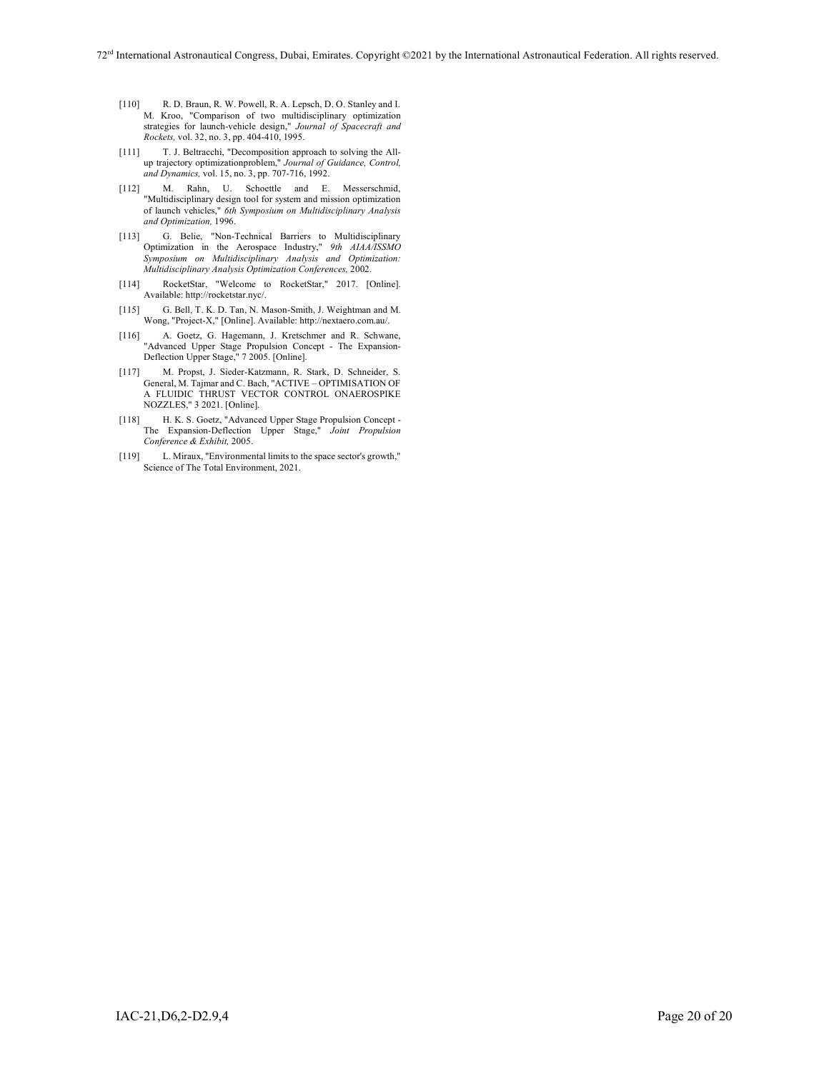[110] R. D. Braun, R. W. Powell, R. A. Lepsch, D. O. Stanley and I. M. Kroo, "Comparison of two multidisciplinary optimization strategies for launch-vehicle design," *Journal of Spacecraft and Rockets,* vol. 32, no. 3, pp. 404-410, 1995.

[111] T. J. Beltracchi, "Decomposition approach to solving the All-up trajectory optimizationproblem," *Journal of Guidance, Control, and Dynamics,* vol. 15, no. 3, pp. 707-716, 1992.

[112] M. Rahn, U. Schoettle and E. Messerschmid, "Multidisciplinary design tool for system and mission optimization of launch vehicles," *6th Symposium on Multidisciplinary Analysis and Optimization,* 1996.

[113] G. Belie, "Non-Technical Barriers to Multidisciplinary Optimization in the Aerospace Industry," *9th AIAA/ISSMO Symposium on Multidisciplinary Analysis and Optimization: Multidisciplinary Analysis Optimization Conferences,* 2002.

[114] RocketStar, "Welcome to RocketStar," 2017. [Online]. Available: http://rocketstar.nyc/.

[115] G. Bell, T. K. D. Tan, N. Mason-Smith, J. Weightman and M. Wong, "Project-X," [Online]. Available: http://nextaero.com.au/.

[116] A. Goetz, G. Hagemann, J. Kretschmer and R. Schwane, "Advanced Upper Stage Propulsion Concept - The Expansion-Deflection Upper Stage," 7 2005. [Online].

[117] M. Propst, J. Sieder-Katzmann, R. Stark, D. Schneider, S. General, M. Tajmar and C. Bach, "ACTIVE – OPTIMISATION OF A FLUIDIC THRUST VECTOR CONTROL ONAEROSPIKE NOZZLES," 3 2021. [Online].

[118] H. K. S. Goetz, "Advanced Upper Stage Propulsion Concept - The Expansion-Deflection Upper Stage," *Joint Propulsion Conference & Exhibit,* 2005.

[119] L. Miraux, "Environmental limits to the space sector's growth," Science of The Total Environment, 2021.